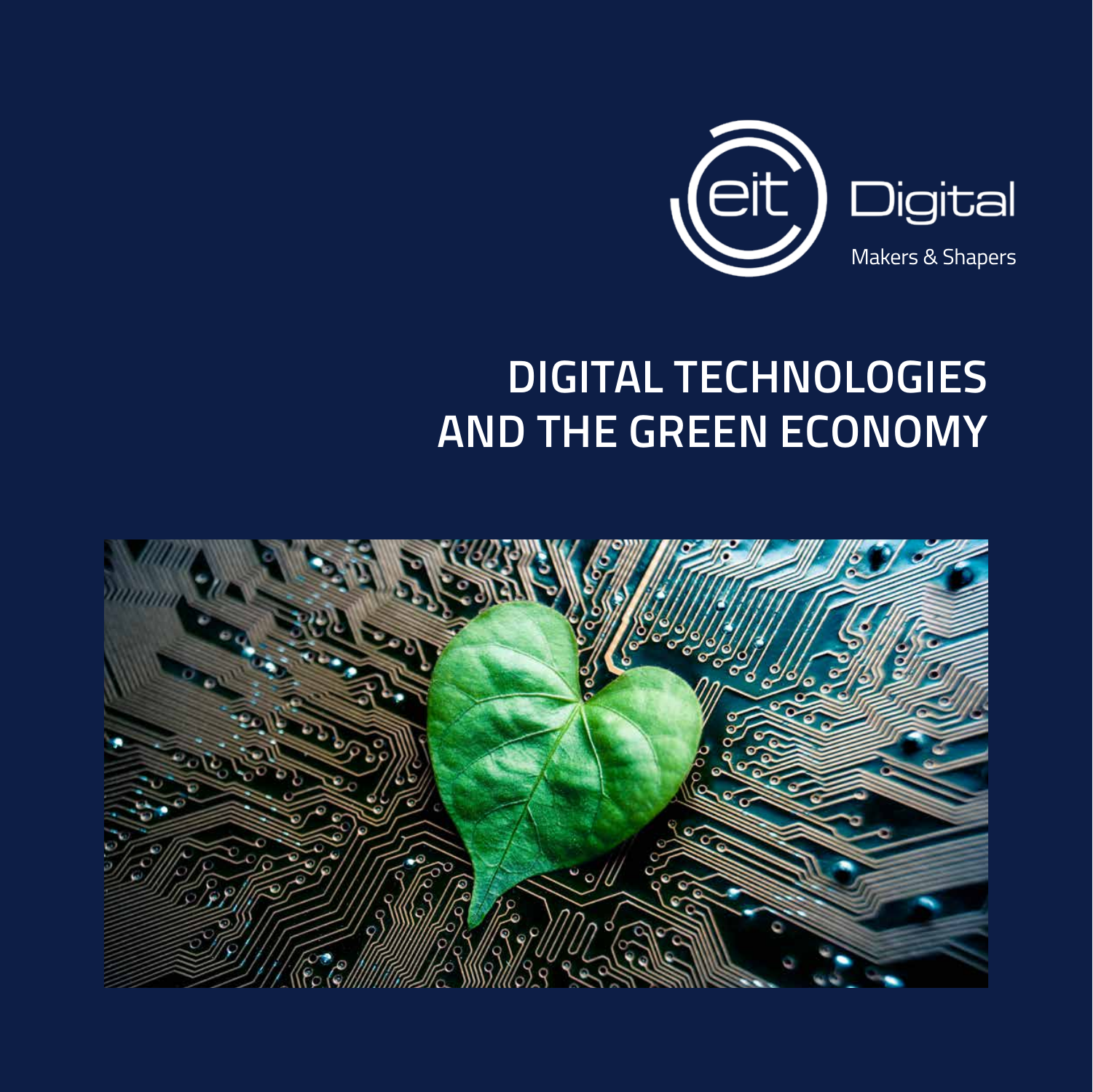eit Digital

Makers & Shapers

# DIGITAL TECHNOLOGIES AND THE GREEN ECONOMY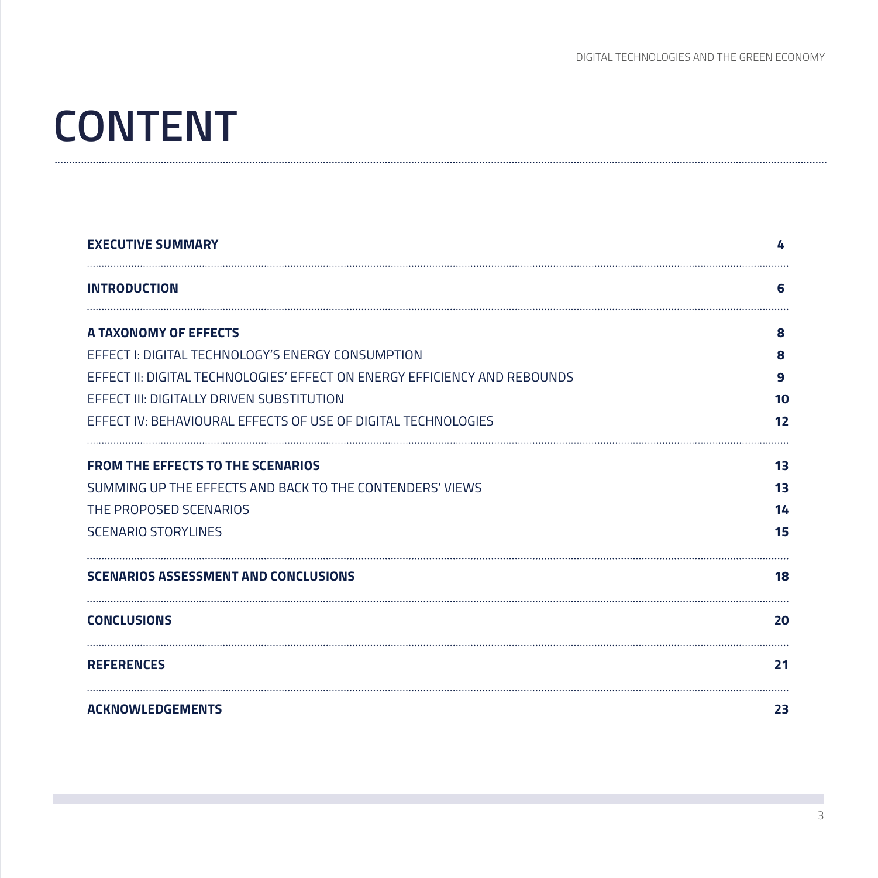# CONTENT

| | |
|---|---|
| **EXECUTIVE SUMMARY** | **4** |
| **INTRODUCTION** | **6** |
| **A TAXONOMY OF EFFECTS** | **8** |
| EFFECT I: DIGITAL TECHNOLOGY'S ENERGY CONSUMPTION | **8** |
| EFFECT II: DIGITAL TECHNOLOGIES' EFFECT ON ENERGY EFFICIENCY AND REBOUNDS | **9** |
| EFFECT III: DIGITALLY DRIVEN SUBSTITUTION | **10** |
| EFFECT IV: BEHAVIOURAL EFFECTS OF USE OF DIGITAL TECHNOLOGIES | **12** |
| **FROM THE EFFECTS TO THE SCENARIOS** | **13** |
| SUMMING UP THE EFFECTS AND BACK TO THE CONTENDERS' VIEWS | **13** |
| THE PROPOSED SCENARIOS | **14** |
| SCENARIO STORYLINES | **15** |
| **SCENARIOS ASSESSMENT AND CONCLUSIONS** | **18** |
| **CONCLUSIONS** | **20** |
| **REFERENCES** | **21** |
| **ACKNOWLEDGEMENTS** | **23** |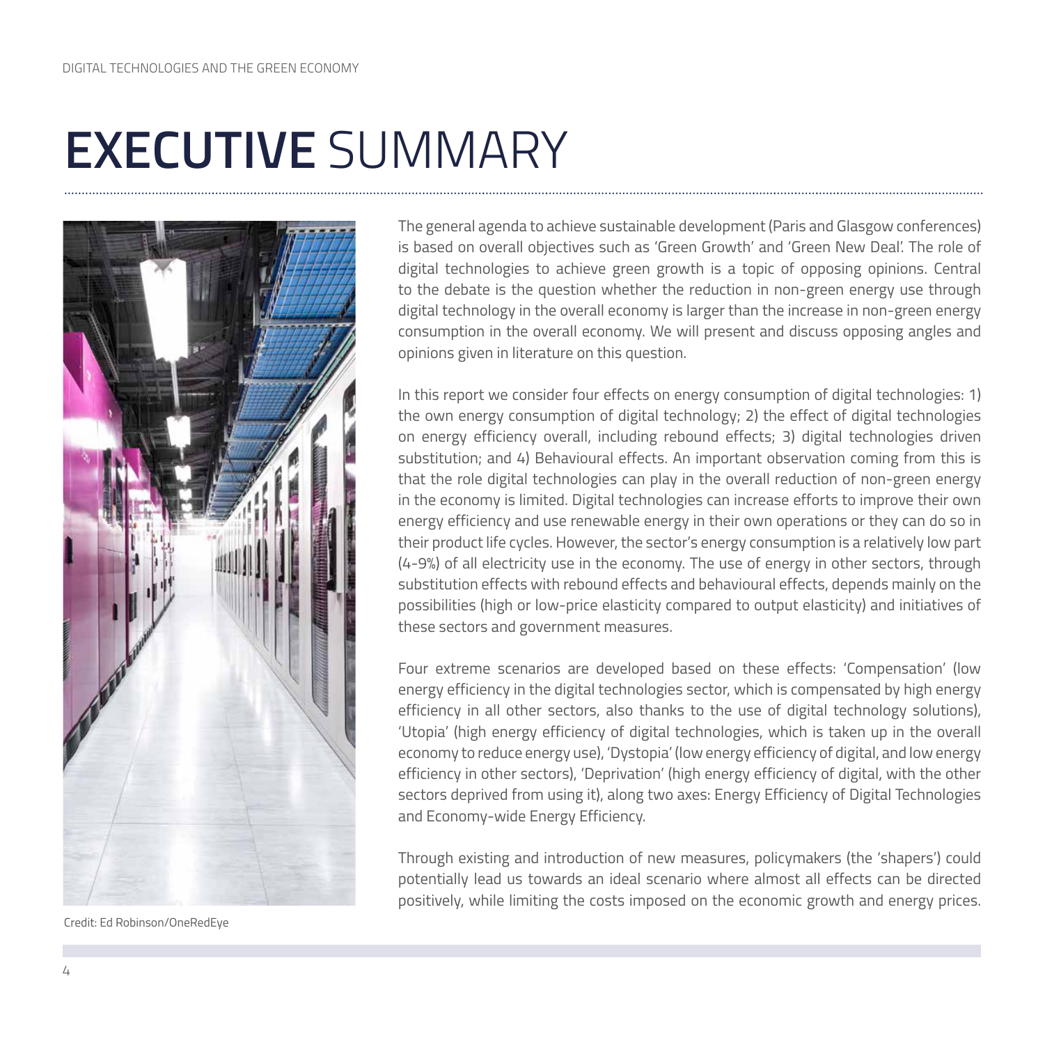# EXECUTIVE SUMMARY

Credit: Ed Robinson/OneRedEye

The general agenda to achieve sustainable development (Paris and Glasgow conferences) is based on overall objectives such as 'Green Growth' and 'Green New Deal'. The role of digital technologies to achieve green growth is a topic of opposing opinions. Central to the debate is the question whether the reduction in non-green energy use through digital technology in the overall economy is larger than the increase in non-green energy consumption in the overall economy. We will present and discuss opposing angles and opinions given in literature on this question.

In this report we consider four effects on energy consumption of digital technologies: 1) the own energy consumption of digital technology; 2) the effect of digital technologies on energy efficiency overall, including rebound effects; 3) digital technologies driven substitution; and 4) Behavioural effects. An important observation coming from this is that the role digital technologies can play in the overall reduction of non-green energy in the economy is limited. Digital technologies can increase efforts to improve their own energy efficiency and use renewable energy in their own operations or they can do so in their product life cycles. However, the sector's energy consumption is a relatively low part (4-9%) of all electricity use in the economy. The use of energy in other sectors, through substitution effects with rebound effects and behavioural effects, depends mainly on the possibilities (high or low-price elasticity compared to output elasticity) and initiatives of these sectors and government measures.

Four extreme scenarios are developed based on these effects: 'Compensation' (low energy efficiency in the digital technologies sector, which is compensated by high energy efficiency in all other sectors, also thanks to the use of digital technology solutions), 'Utopia' (high energy efficiency of digital technologies, which is taken up in the overall economy to reduce energy use), 'Dystopia' (low energy efficiency of digital, and low energy efficiency in other sectors), 'Deprivation' (high energy efficiency of digital, with the other sectors deprived from using it), along two axes: Energy Efficiency of Digital Technologies and Economy-wide Energy Efficiency.

Through existing and introduction of new measures, policymakers (the 'shapers') could potentially lead us towards an ideal scenario where almost all effects can be directed positively, while limiting the costs imposed on the economic growth and energy prices.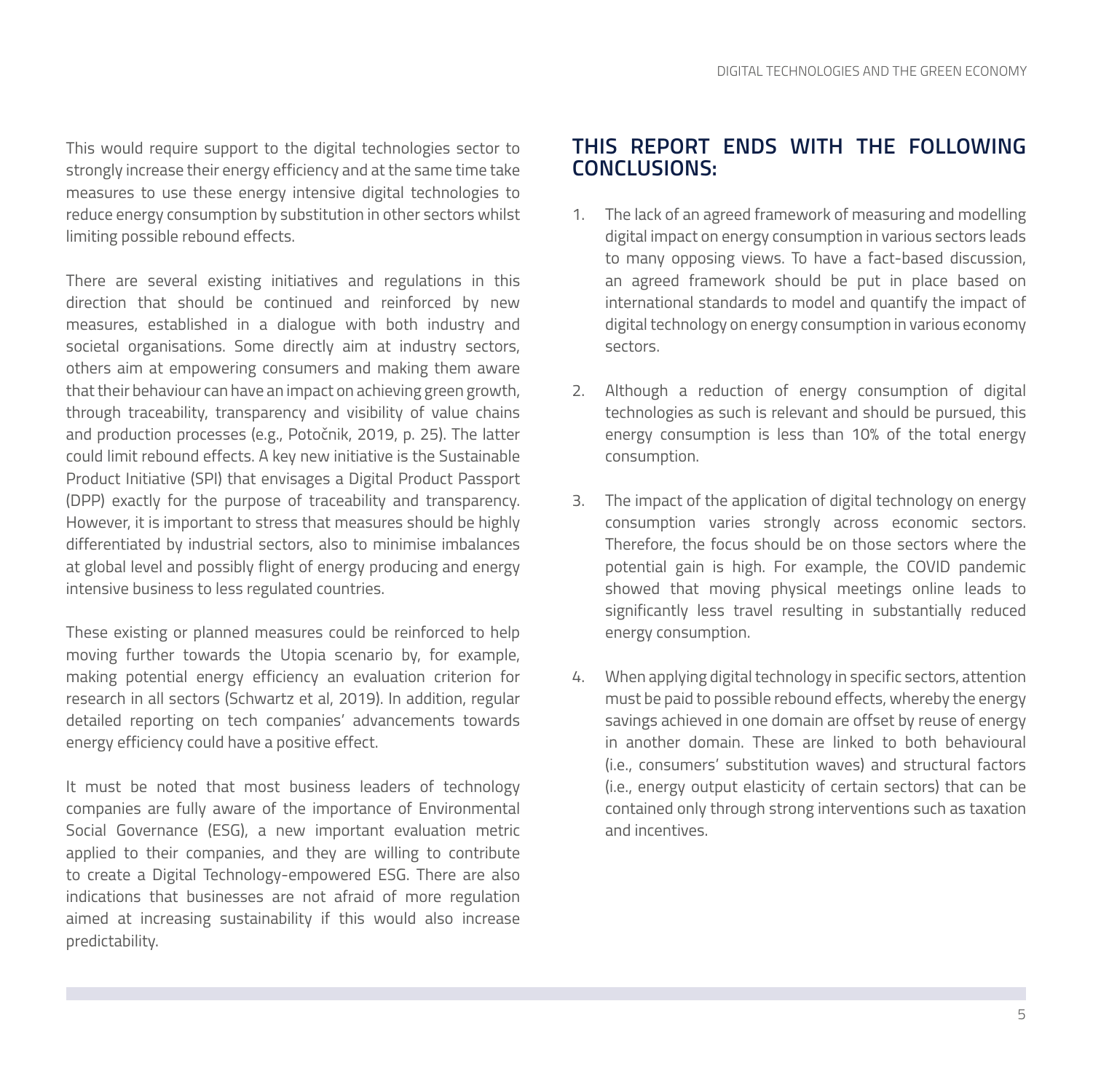This would require support to the digital technologies sector to strongly increase their energy efficiency and at the same time take measures to use these energy intensive digital technologies to reduce energy consumption by substitution in other sectors whilst limiting possible rebound effects.

There are several existing initiatives and regulations in this direction that should be continued and reinforced by new measures, established in a dialogue with both industry and societal organisations. Some directly aim at industry sectors, others aim at empowering consumers and making them aware that their behaviour can have an impact on achieving green growth, through traceability, transparency and visibility of value chains and production processes (e.g., Potočnik, 2019, p. 25). The latter could limit rebound effects. A key new initiative is the Sustainable Product Initiative (SPI) that envisages a Digital Product Passport (DPP) exactly for the purpose of traceability and transparency. However, it is important to stress that measures should be highly differentiated by industrial sectors, also to minimise imbalances at global level and possibly flight of energy producing and energy intensive business to less regulated countries.

These existing or planned measures could be reinforced to help moving further towards the Utopia scenario by, for example, making potential energy efficiency an evaluation criterion for research in all sectors (Schwartz et al, 2019). In addition, regular detailed reporting on tech companies' advancements towards energy efficiency could have a positive effect.

It must be noted that most business leaders of technology companies are fully aware of the importance of Environmental Social Governance (ESG), a new important evaluation metric applied to their companies, and they are willing to contribute to create a Digital Technology-empowered ESG. There are also indications that businesses are not afraid of more regulation aimed at increasing sustainability if this would also increase predictability.

## THIS REPORT ENDS WITH THE FOLLOWING CONCLUSIONS:

1. The lack of an agreed framework of measuring and modelling digital impact on energy consumption in various sectors leads to many opposing views. To have a fact-based discussion, an agreed framework should be put in place based on international standards to model and quantify the impact of digital technology on energy consumption in various economy sectors.

2. Although a reduction of energy consumption of digital technologies as such is relevant and should be pursued, this energy consumption is less than 10% of the total energy consumption.

3. The impact of the application of digital technology on energy consumption varies strongly across economic sectors. Therefore, the focus should be on those sectors where the potential gain is high. For example, the COVID pandemic showed that moving physical meetings online leads to significantly less travel resulting in substantially reduced energy consumption.

4. When applying digital technology in specific sectors, attention must be paid to possible rebound effects, whereby the energy savings achieved in one domain are offset by reuse of energy in another domain. These are linked to both behavioural (i.e., consumers' substitution waves) and structural factors (i.e., energy output elasticity of certain sectors) that can be contained only through strong interventions such as taxation and incentives.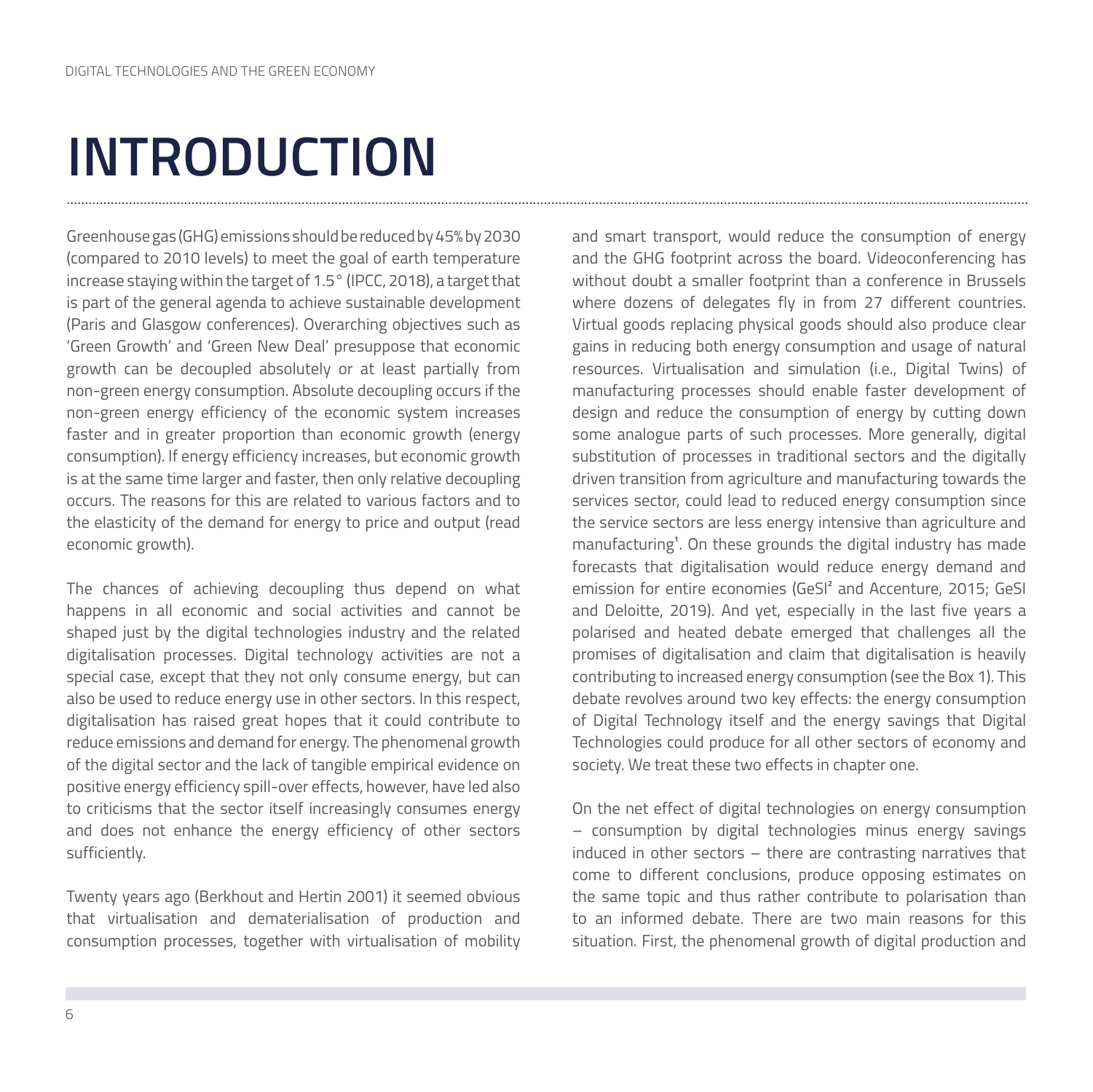# INTRODUCTION

Greenhouse gas (GHG) emissions should be reduced by 45% by 2030 (compared to 2010 levels) to meet the goal of earth temperature increase staying within the target of 1.5° (IPCC, 2018), a target that is part of the general agenda to achieve sustainable development (Paris and Glasgow conferences). Overarching objectives such as 'Green Growth' and 'Green New Deal' presuppose that economic growth can be decoupled absolutely or at least partially from non-green energy consumption. Absolute decoupling occurs if the non-green energy efficiency of the economic system increases faster and in greater proportion than economic growth (energy consumption). If energy efficiency increases, but economic growth is at the same time larger and faster, then only relative decoupling occurs. The reasons for this are related to various factors and to the elasticity of the demand for energy to price and output (read economic growth).

The chances of achieving decoupling thus depend on what happens in all economic and social activities and cannot be shaped just by the digital technologies industry and the related digitalisation processes. Digital technology activities are not a special case, except that they not only consume energy, but can also be used to reduce energy use in other sectors. In this respect, digitalisation has raised great hopes that it could contribute to reduce emissions and demand for energy. The phenomenal growth of the digital sector and the lack of tangible empirical evidence on positive energy efficiency spill-over effects, however, have led also to criticisms that the sector itself increasingly consumes energy and does not enhance the energy efficiency of other sectors sufficiently.

Twenty years ago (Berkhout and Hertin 2001) it seemed obvious that virtualisation and dematerialisation of production and consumption processes, together with virtualisation of mobility and smart transport, would reduce the consumption of energy and the GHG footprint across the board. Videoconferencing has without doubt a smaller footprint than a conference in Brussels where dozens of delegates fly in from 27 different countries. Virtual goods replacing physical goods should also produce clear gains in reducing both energy consumption and usage of natural resources. Virtualisation and simulation (i.e., Digital Twins) of manufacturing processes should enable faster development of design and reduce the consumption of energy by cutting down some analogue parts of such processes. More generally, digital substitution of processes in traditional sectors and the digitally driven transition from agriculture and manufacturing towards the services sector, could lead to reduced energy consumption since the service sectors are less energy intensive than agriculture and manufacturing[1]. On these grounds the digital industry has made forecasts that digitalisation would reduce energy demand and emission for entire economies (GeSI[2] and Accenture, 2015; GeSI and Deloitte, 2019). And yet, especially in the last five years a polarised and heated debate emerged that challenges all the promises of digitalisation and claim that digitalisation is heavily contributing to increased energy consumption (see the Box 1). This debate revolves around two key effects: the energy consumption of Digital Technology itself and the energy savings that Digital Technologies could produce for all other sectors of economy and society. We treat these two effects in chapter one.

On the net effect of digital technologies on energy consumption – consumption by digital technologies minus energy savings induced in other sectors – there are contrasting narratives that come to different conclusions, produce opposing estimates on the same topic and thus rather contribute to polarisation than to an informed debate. There are two main reasons for this situation. First, the phenomenal growth of digital production and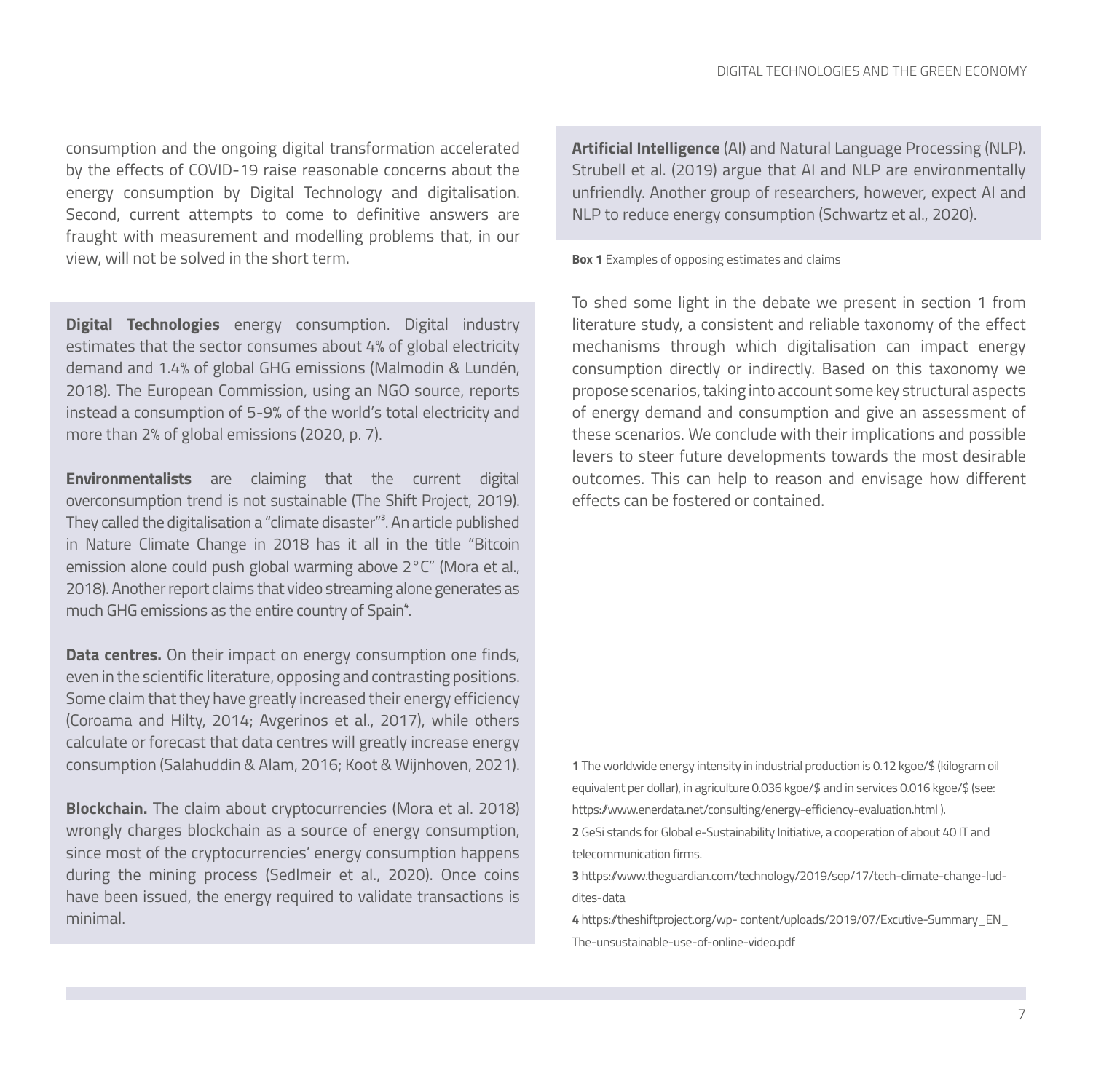consumption and the ongoing digital transformation accelerated by the effects of COVID-19 raise reasonable concerns about the energy consumption by Digital Technology and digitalisation. Second, current attempts to come to definitive answers are fraught with measurement and modelling problems that, in our view, will not be solved in the short term.

**Digital Technologies** energy consumption. Digital industry estimates that the sector consumes about 4% of global electricity demand and 1.4% of global GHG emissions (Malmodin & Lundén, 2018). The European Commission, using an NGO source, reports instead a consumption of 5-9% of the world's total electricity and more than 2% of global emissions (2020, p. 7).

**Environmentalists** are claiming that the current digital overconsumption trend is not sustainable (The Shift Project, 2019). They called the digitalisation a "climate disaster"[3]. An article published in Nature Climate Change in 2018 has it all in the title "Bitcoin emission alone could push global warming above 2°C" (Mora et al., 2018). Another report claims that video streaming alone generates as much GHG emissions as the entire country of Spain[4].

**Data centres.** On their impact on energy consumption one finds, even in the scientific literature, opposing and contrasting positions. Some claim that they have greatly increased their energy efficiency (Coroama and Hilty, 2014; Avgerinos et al., 2017), while others calculate or forecast that data centres will greatly increase energy consumption (Salahuddin & Alam, 2016; Koot & Wijnhoven, 2021).

**Blockchain.** The claim about cryptocurrencies (Mora et al. 2018) wrongly charges blockchain as a source of energy consumption, since most of the cryptocurrencies' energy consumption happens during the mining process (Sedlmeir et al., 2020). Once coins have been issued, the energy required to validate transactions is minimal.

**Artificial Intelligence** (AI) and Natural Language Processing (NLP). Strubell et al. (2019) argue that AI and NLP are environmentally unfriendly. Another group of researchers, however, expect AI and NLP to reduce energy consumption (Schwartz et al., 2020).

**Box 1** Examples of opposing estimates and claims

To shed some light in the debate we present in section 1 from literature study, a consistent and reliable taxonomy of the effect mechanisms through which digitalisation can impact energy consumption directly or indirectly. Based on this taxonomy we propose scenarios, taking into account some key structural aspects of energy demand and consumption and give an assessment of these scenarios. We conclude with their implications and possible levers to steer future developments towards the most desirable outcomes. This can help to reason and envisage how different effects can be fostered or contained.

**1** The worldwide energy intensity in industrial production is 0.12 kgoe/$ (kilogram oil equivalent per dollar), in agriculture 0.036 kgoe/$ and in services 0.016 kgoe/$ (see: https://www.enerdata.net/consulting/energy-efficiency-evaluation.html ).

**2** GeSi stands for Global e-Sustainability Initiative, a cooperation of about 40 IT and telecommunication firms.

**3** https://www.theguardian.com/technology/2019/sep/17/tech-climate-change-luddites-data

**4** https://theshiftproject.org/wp- content/uploads/2019/07/Excutive-Summary_EN_The-unsustainable-use-of-online-video.pdf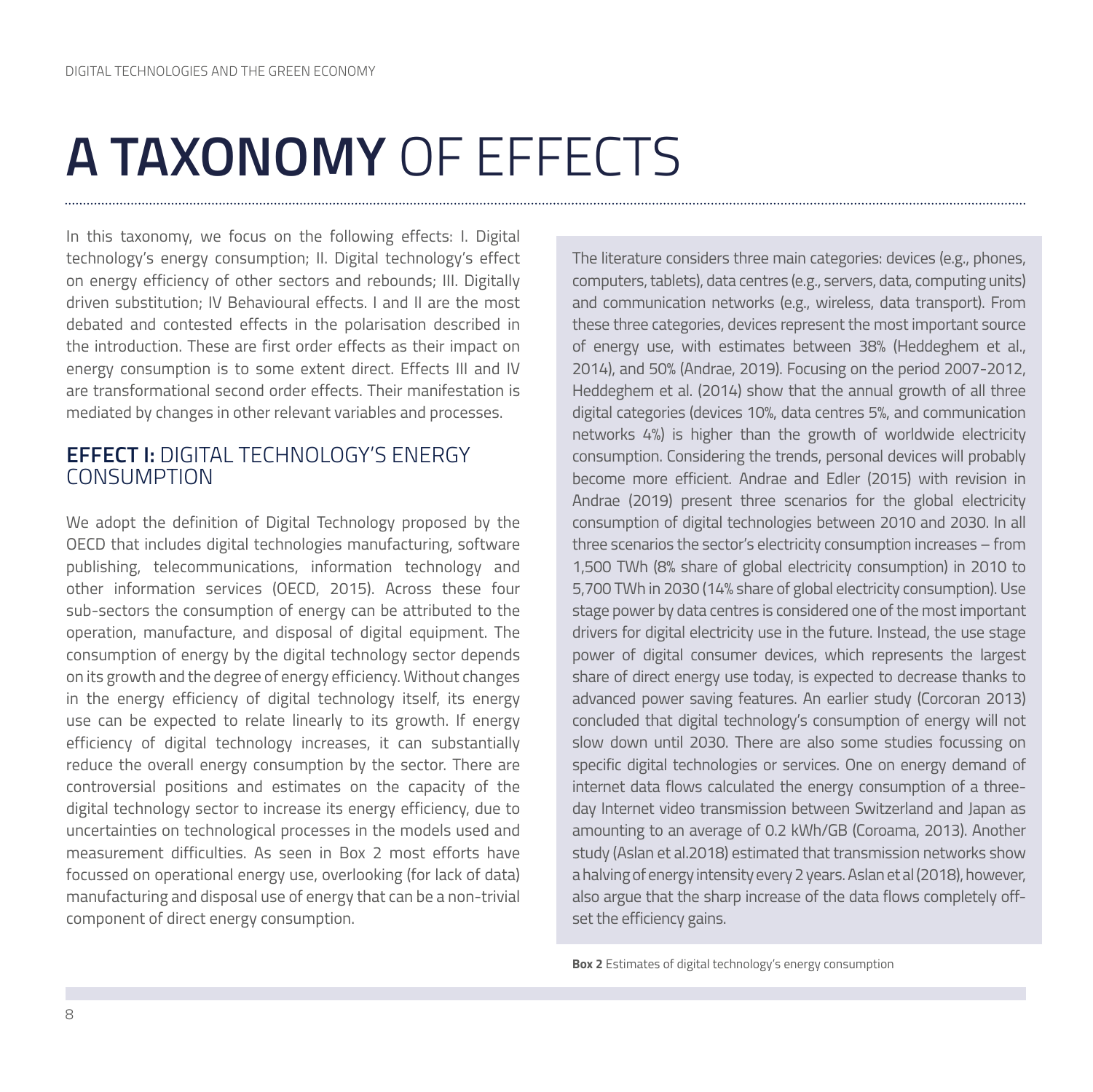# **A TAXONOMY** OF EFFECTS

In this taxonomy, we focus on the following effects: I. Digital technology's energy consumption; II. Digital technology's effect on energy efficiency of other sectors and rebounds; III. Digitally driven substitution; IV Behavioural effects. I and II are the most debated and contested effects in the polarisation described in the introduction. These are first order effects as their impact on energy consumption is to some extent direct. Effects III and IV are transformational second order effects. Their manifestation is mediated by changes in other relevant variables and processes.

## **EFFECT I:** DIGITAL TECHNOLOGY'S ENERGY CONSUMPTION

We adopt the definition of Digital Technology proposed by the OECD that includes digital technologies manufacturing, software publishing, telecommunications, information technology and other information services (OECD, 2015). Across these four sub-sectors the consumption of energy can be attributed to the operation, manufacture, and disposal of digital equipment. The consumption of energy by the digital technology sector depends on its growth and the degree of energy efficiency. Without changes in the energy efficiency of digital technology itself, its energy use can be expected to relate linearly to its growth. If energy efficiency of digital technology increases, it can substantially reduce the overall energy consumption by the sector. There are controversial positions and estimates on the capacity of the digital technology sector to increase its energy efficiency, due to uncertainties on technological processes in the models used and measurement difficulties. As seen in Box 2 most efforts have focussed on operational energy use, overlooking (for lack of data) manufacturing and disposal use of energy that can be a non-trivial component of direct energy consumption.

The literature considers three main categories: devices (e.g., phones, computers, tablets), data centres (e.g., servers, data, computing units) and communication networks (e.g., wireless, data transport). From these three categories, devices represent the most important source of energy use, with estimates between 38% (Heddeghem et al., 2014), and 50% (Andrae, 2019). Focusing on the period 2007-2012, Heddeghem et al. (2014) show that the annual growth of all three digital categories (devices 10%, data centres 5%, and communication networks 4%) is higher than the growth of worldwide electricity consumption. Considering the trends, personal devices will probably become more efficient. Andrae and Edler (2015) with revision in Andrae (2019) present three scenarios for the global electricity consumption of digital technologies between 2010 and 2030. In all three scenarios the sector's electricity consumption increases – from 1,500 TWh (8% share of global electricity consumption) in 2010 to 5,700 TWh in 2030 (14% share of global electricity consumption). Use stage power by data centres is considered one of the most important drivers for digital electricity use in the future. Instead, the use stage power of digital consumer devices, which represents the largest share of direct energy use today, is expected to decrease thanks to advanced power saving features. An earlier study (Corcoran 2013) concluded that digital technology's consumption of energy will not slow down until 2030. There are also some studies focussing on specific digital technologies or services. One on energy demand of internet data flows calculated the energy consumption of a three-day Internet video transmission between Switzerland and Japan as amounting to an average of 0.2 kWh/GB (Coroama, 2013). Another study (Aslan et al.2018) estimated that transmission networks show a halving of energy intensity every 2 years. Aslan et al (2018), however, also argue that the sharp increase of the data flows completely off-set the efficiency gains.

**Box 2** Estimates of digital technology's energy consumption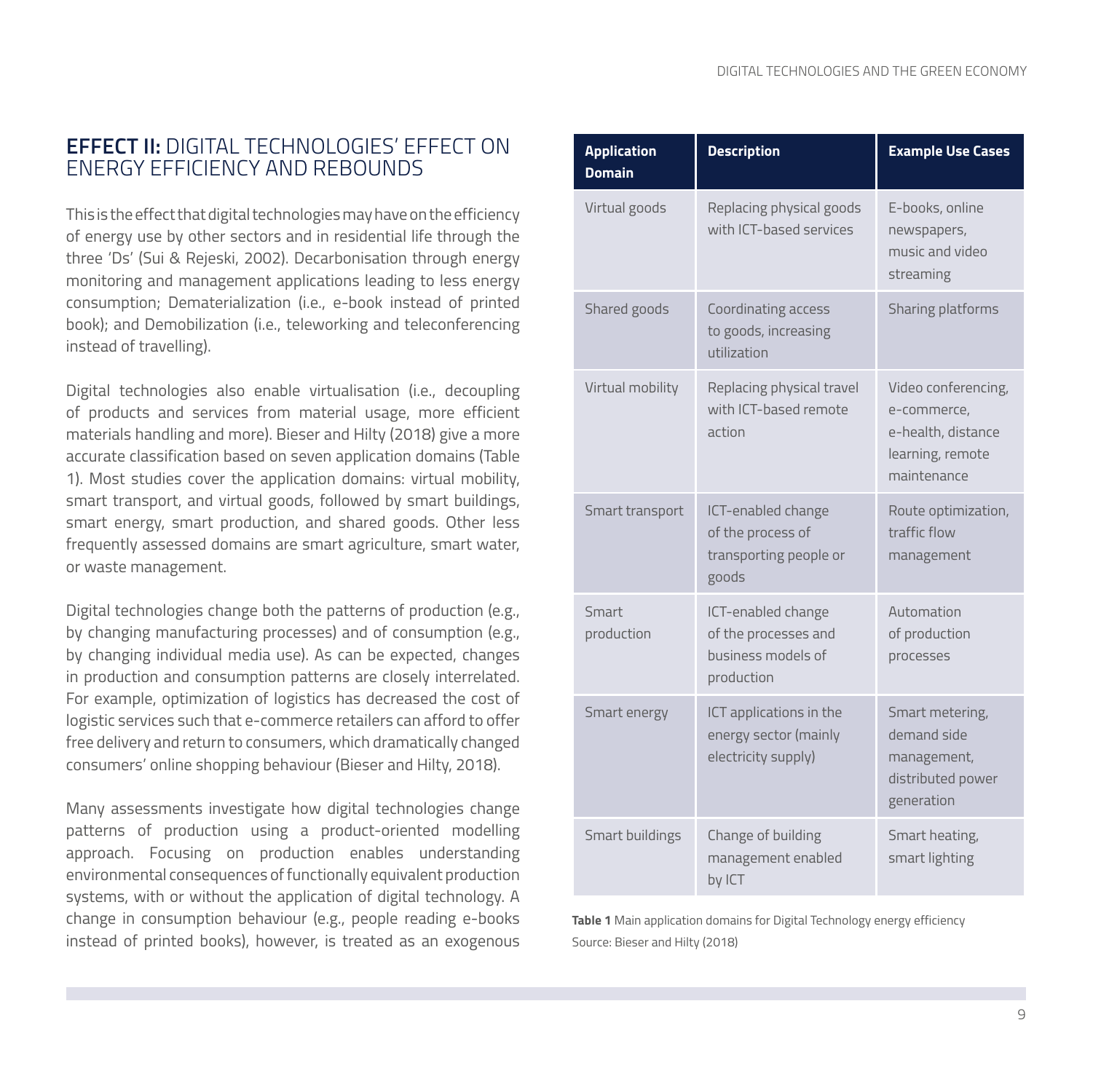## **EFFECT II:** DIGITAL TECHNOLOGIES' EFFECT ON ENERGY EFFICIENCY AND REBOUNDS

This is the effect that digital technologies may have on the efficiency of energy use by other sectors and in residential life through the three 'Ds' (Sui & Rejeski, 2002). Decarbonisation through energy monitoring and management applications leading to less energy consumption; Dematerialization (i.e., e-book instead of printed book); and Demobilization (i.e., teleworking and teleconferencing instead of travelling).

Digital technologies also enable virtualisation (i.e., decoupling of products and services from material usage, more efficient materials handling and more). Bieser and Hilty (2018) give a more accurate classification based on seven application domains (Table 1). Most studies cover the application domains: virtual mobility, smart transport, and virtual goods, followed by smart buildings, smart energy, smart production, and shared goods. Other less frequently assessed domains are smart agriculture, smart water, or waste management.

Digital technologies change both the patterns of production (e.g., by changing manufacturing processes) and of consumption (e.g., by changing individual media use). As can be expected, changes in production and consumption patterns are closely interrelated. For example, optimization of logistics has decreased the cost of logistic services such that e-commerce retailers can afford to offer free delivery and return to consumers, which dramatically changed consumers' online shopping behaviour (Bieser and Hilty, 2018).

Many assessments investigate how digital technologies change patterns of production using a product-oriented modelling approach. Focusing on production enables understanding environmental consequences of functionally equivalent production systems, with or without the application of digital technology. A change in consumption behaviour (e.g., people reading e-books instead of printed books), however, is treated as an exogenous

| Application Domain | Description | Example Use Cases |
|---|---|---|
| Virtual goods | Replacing physical goods with ICT-based services | E-books, online newspapers, music and video streaming |
| Shared goods | Coordinating access to goods, increasing utilization | Sharing platforms |
| Virtual mobility | Replacing physical travel with ICT-based remote action | Video conferencing, e-commerce, e-health, distance learning, remote maintenance |
| Smart transport | ICT-enabled change of the process of transporting people or goods | Route optimization, traffic flow management |
| Smart production | ICT-enabled change of the processes and business models of production | Automation of production processes |
| Smart energy | ICT applications in the energy sector (mainly electricity supply) | Smart metering, demand side management, distributed power generation |
| Smart buildings | Change of building management enabled by ICT | Smart heating, smart lighting |

**Table 1** Main application domains for Digital Technology energy efficiency
Source: Bieser and Hilty (2018)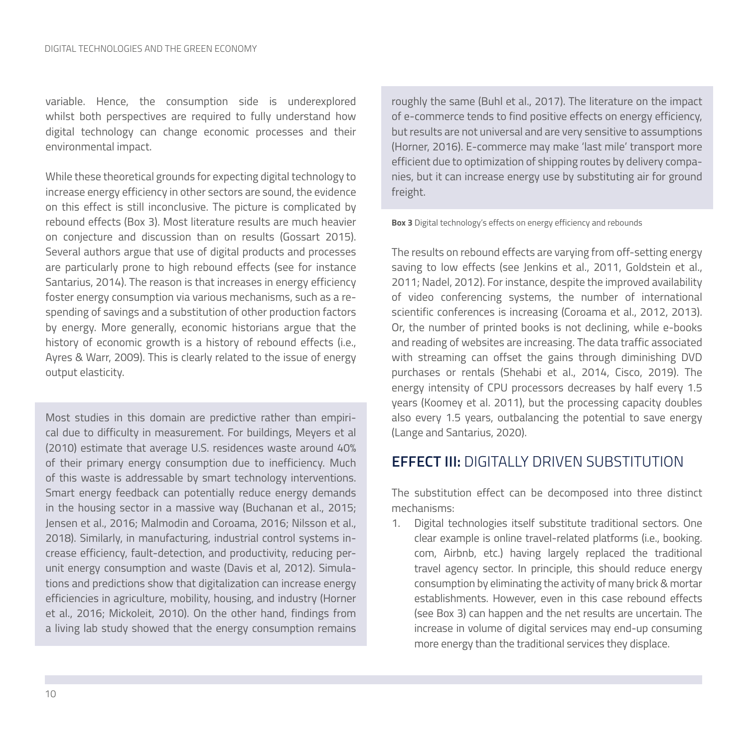variable. Hence, the consumption side is underexplored whilst both perspectives are required to fully understand how digital technology can change economic processes and their environmental impact.

While these theoretical grounds for expecting digital technology to increase energy efficiency in other sectors are sound, the evidence on this effect is still inconclusive. The picture is complicated by rebound effects (Box 3). Most literature results are much heavier on conjecture and discussion than on results (Gossart 2015). Several authors argue that use of digital products and processes are particularly prone to high rebound effects (see for instance Santarius, 2014). The reason is that increases in energy efficiency foster energy consumption via various mechanisms, such as a re-spending of savings and a substitution of other production factors by energy. More generally, economic historians argue that the history of economic growth is a history of rebound effects (i.e., Ayres & Warr, 2009). This is clearly related to the issue of energy output elasticity.

> Most studies in this domain are predictive rather than empirical due to difficulty in measurement. For buildings, Meyers et al (2010) estimate that average U.S. residences waste around 40% of their primary energy consumption due to inefficiency. Much of this waste is addressable by smart technology interventions. Smart energy feedback can potentially reduce energy demands in the housing sector in a massive way (Buchanan et al., 2015; Jensen et al., 2016; Malmodin and Coroama, 2016; Nilsson et al., 2018). Similarly, in manufacturing, industrial control systems increase efficiency, fault-detection, and productivity, reducing per-unit energy consumption and waste (Davis et al, 2012). Simulations and predictions show that digitalization can increase energy efficiencies in agriculture, mobility, housing, and industry (Horner et al., 2016; Mickoleit, 2010). On the other hand, findings from a living lab study showed that the energy consumption remains roughly the same (Buhl et al., 2017). The literature on the impact of e-commerce tends to find positive effects on energy efficiency, but results are not universal and are very sensitive to assumptions (Horner, 2016). E-commerce may make 'last mile' transport more efficient due to optimization of shipping routes by delivery companies, but it can increase energy use by substituting air for ground freight.

**Box 3** Digital technology's effects on energy efficiency and rebounds

The results on rebound effects are varying from off-setting energy saving to low effects (see Jenkins et al., 2011, Goldstein et al., 2011; Nadel, 2012). For instance, despite the improved availability of video conferencing systems, the number of international scientific conferences is increasing (Coroama et al., 2012, 2013). Or, the number of printed books is not declining, while e-books and reading of websites are increasing. The data traffic associated with streaming can offset the gains through diminishing DVD purchases or rentals (Shehabi et al., 2014, Cisco, 2019). The energy intensity of CPU processors decreases by half every 1.5 years (Koomey et al. 2011), but the processing capacity doubles also every 1.5 years, outbalancing the potential to save energy (Lange and Santarius, 2020).

## **EFFECT III:** DIGITALLY DRIVEN SUBSTITUTION

The substitution effect can be decomposed into three distinct mechanisms:

1. Digital technologies itself substitute traditional sectors. One clear example is online travel-related platforms (i.e., booking.com, Airbnb, etc.) having largely replaced the traditional travel agency sector. In principle, this should reduce energy consumption by eliminating the activity of many brick & mortar establishments. However, even in this case rebound effects (see Box 3) can happen and the net results are uncertain. The increase in volume of digital services may end-up consuming more energy than the traditional services they displace.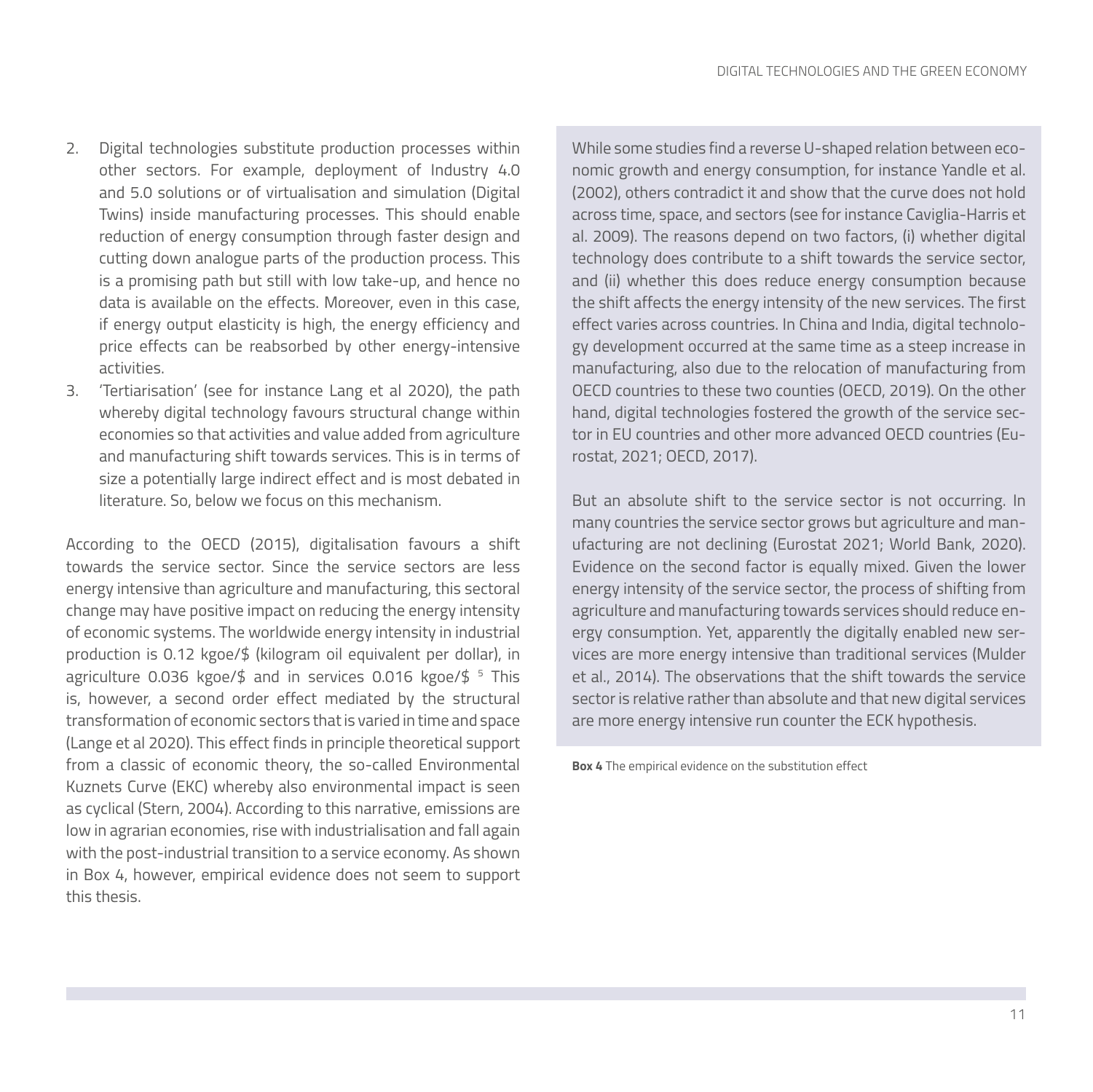2. Digital technologies substitute production processes within other sectors. For example, deployment of Industry 4.0 and 5.0 solutions or of virtualisation and simulation (Digital Twins) inside manufacturing processes. This should enable reduction of energy consumption through faster design and cutting down analogue parts of the production process. This is a promising path but still with low take-up, and hence no data is available on the effects. Moreover, even in this case, if energy output elasticity is high, the energy efficiency and price effects can be reabsorbed by other energy-intensive activities.
3. 'Tertiarisation' (see for instance Lang et al 2020), the path whereby digital technology favours structural change within economies so that activities and value added from agriculture and manufacturing shift towards services. This is in terms of size a potentially large indirect effect and is most debated in literature. So, below we focus on this mechanism.

According to the OECD (2015), digitalisation favours a shift towards the service sector. Since the service sectors are less energy intensive than agriculture and manufacturing, this sectoral change may have positive impact on reducing the energy intensity of economic systems. The worldwide energy intensity in industrial production is 0.12 kgoe/$ (kilogram oil equivalent per dollar), in agriculture 0.036 kgoe/$ and in services 0.016 kgoe/$ [5] This is, however, a second order effect mediated by the structural transformation of economic sectors that is varied in time and space (Lange et al 2020). This effect finds in principle theoretical support from a classic of economic theory, the so-called Environmental Kuznets Curve (EKC) whereby also environmental impact is seen as cyclical (Stern, 2004). According to this narrative, emissions are low in agrarian economies, rise with industrialisation and fall again with the post-industrial transition to a service economy. As shown in Box 4, however, empirical evidence does not seem to support this thesis.

While some studies find a reverse U-shaped relation between economic growth and energy consumption, for instance Yandle et al. (2002), others contradict it and show that the curve does not hold across time, space, and sectors (see for instance Caviglia-Harris et al. 2009). The reasons depend on two factors, (i) whether digital technology does contribute to a shift towards the service sector, and (ii) whether this does reduce energy consumption because the shift affects the energy intensity of the new services. The first effect varies across countries. In China and India, digital technology development occurred at the same time as a steep increase in manufacturing, also due to the relocation of manufacturing from OECD countries to these two counties (OECD, 2019). On the other hand, digital technologies fostered the growth of the service sector in EU countries and other more advanced OECD countries (Eurostat, 2021; OECD, 2017).

But an absolute shift to the service sector is not occurring. In many countries the service sector grows but agriculture and manufacturing are not declining (Eurostat 2021; World Bank, 2020). Evidence on the second factor is equally mixed. Given the lower energy intensity of the service sector, the process of shifting from agriculture and manufacturing towards services should reduce energy consumption. Yet, apparently the digitally enabled new services are more energy intensive than traditional services (Mulder et al., 2014). The observations that the shift towards the service sector is relative rather than absolute and that new digital services are more energy intensive run counter the ECK hypothesis.

**Box 4** The empirical evidence on the substitution effect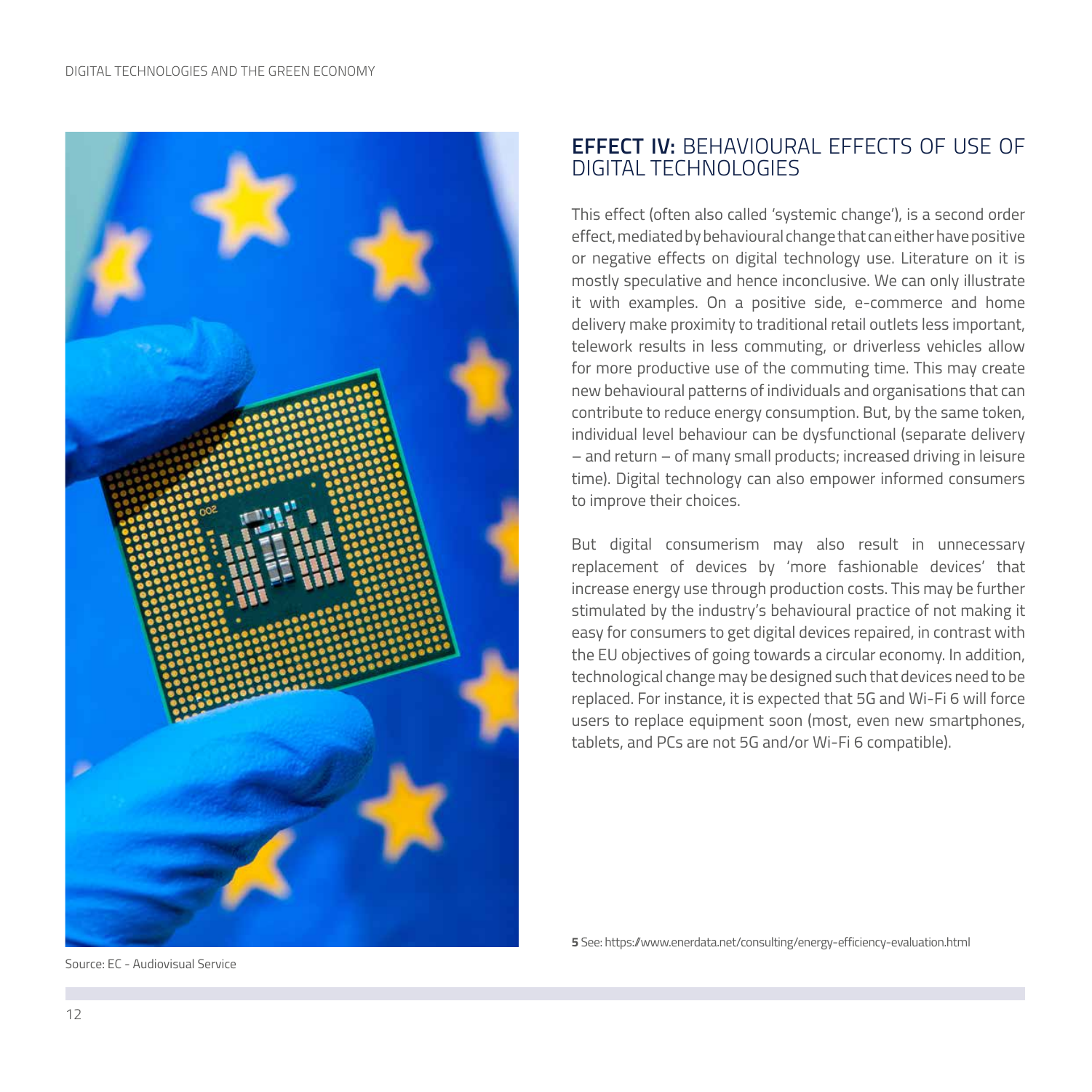Source: EC - Audiovisual Service

## EFFECT IV: BEHAVIOURAL EFFECTS OF USE OF DIGITAL TECHNOLOGIES

This effect (often also called 'systemic change'), is a second order effect, mediated by behavioural change that can either have positive or negative effects on digital technology use. Literature on it is mostly speculative and hence inconclusive. We can only illustrate it with examples. On a positive side, e-commerce and home delivery make proximity to traditional retail outlets less important, telework results in less commuting, or driverless vehicles allow for more productive use of the commuting time. This may create new behavioural patterns of individuals and organisations that can contribute to reduce energy consumption. But, by the same token, individual level behaviour can be dysfunctional (separate delivery – and return – of many small products; increased driving in leisure time). Digital technology can also empower informed consumers to improve their choices.

But digital consumerism may also result in unnecessary replacement of devices by 'more fashionable devices' that increase energy use through production costs. This may be further stimulated by the industry's behavioural practice of not making it easy for consumers to get digital devices repaired, in contrast with the EU objectives of going towards a circular economy. In addition, technological change may be designed such that devices need to be replaced. For instance, it is expected that 5G and Wi-Fi 6 will force users to replace equipment soon (most, even new smartphones, tablets, and PCs are not 5G and/or Wi-Fi 6 compatible).

**5** See: https://www.enerdata.net/consulting/energy-efficiency-evaluation.html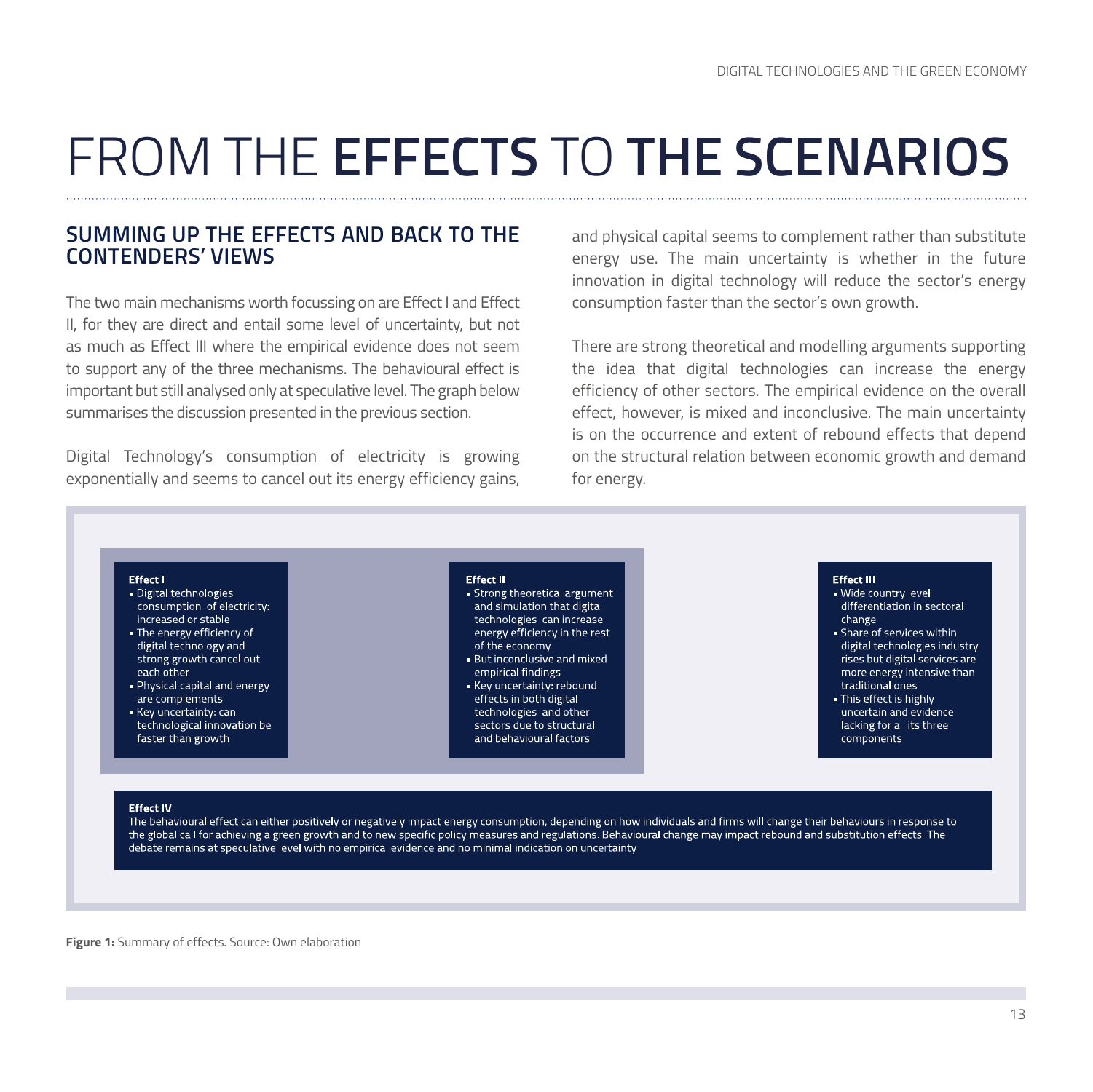# FROM THE **EFFECTS** TO **THE SCENARIOS**

## SUMMING UP THE EFFECTS AND BACK TO THE CONTENDERS' VIEWS

The two main mechanisms worth focussing on are Effect I and Effect II, for they are direct and entail some level of uncertainty, but not as much as Effect III where the empirical evidence does not seem to support any of the three mechanisms. The behavioural effect is important but still analysed only at speculative level. The graph below summarises the discussion presented in the previous section.

Digital Technology's consumption of electricity is growing exponentially and seems to cancel out its energy efficiency gains, and physical capital seems to complement rather than substitute energy use. The main uncertainty is whether in the future innovation in digital technology will reduce the sector's energy consumption faster than the sector's own growth.

There are strong theoretical and modelling arguments supporting the idea that digital technologies can increase the energy efficiency of other sectors. The empirical evidence on the overall effect, however, is mixed and inconclusive. The main uncertainty is on the occurrence and extent of rebound effects that depend on the structural relation between economic growth and demand for energy.

**Effect I**

- Digital technologies consumption of electricity: increased or stable
- The energy efficiency of digital technology and strong growth cancel out each other
- Physical capital and energy are complements
- Key uncertainty: can technological innovation be faster than growth

**Effect II**

- Strong theoretical argument and simulation that digital technologies can increase energy efficiency in the rest of the economy
- But inconclusive and mixed empirical findings
- Key uncertainty: rebound effects in both digital technologies and other sectors due to structural and behavioural factors

**Effect III**

- Wide country level differentiation in sectoral change
- Share of services within digital technologies industry rises but digital services are more energy intensive than traditional ones
- This effect is highly uncertain and evidence lacking for all its three components

**Effect IV**

The behavioural effect can either positively or negatively impact energy consumption, depending on how individuals and firms will change their behaviours in response to the global call for achieving a green growth and to new specific policy measures and regulations. Behavioural change may impact rebound and substitution effects. The debate remains at speculative level with no empirical evidence and no minimal indication on uncertainty

**Figure 1:** Summary of effects. Source: Own elaboration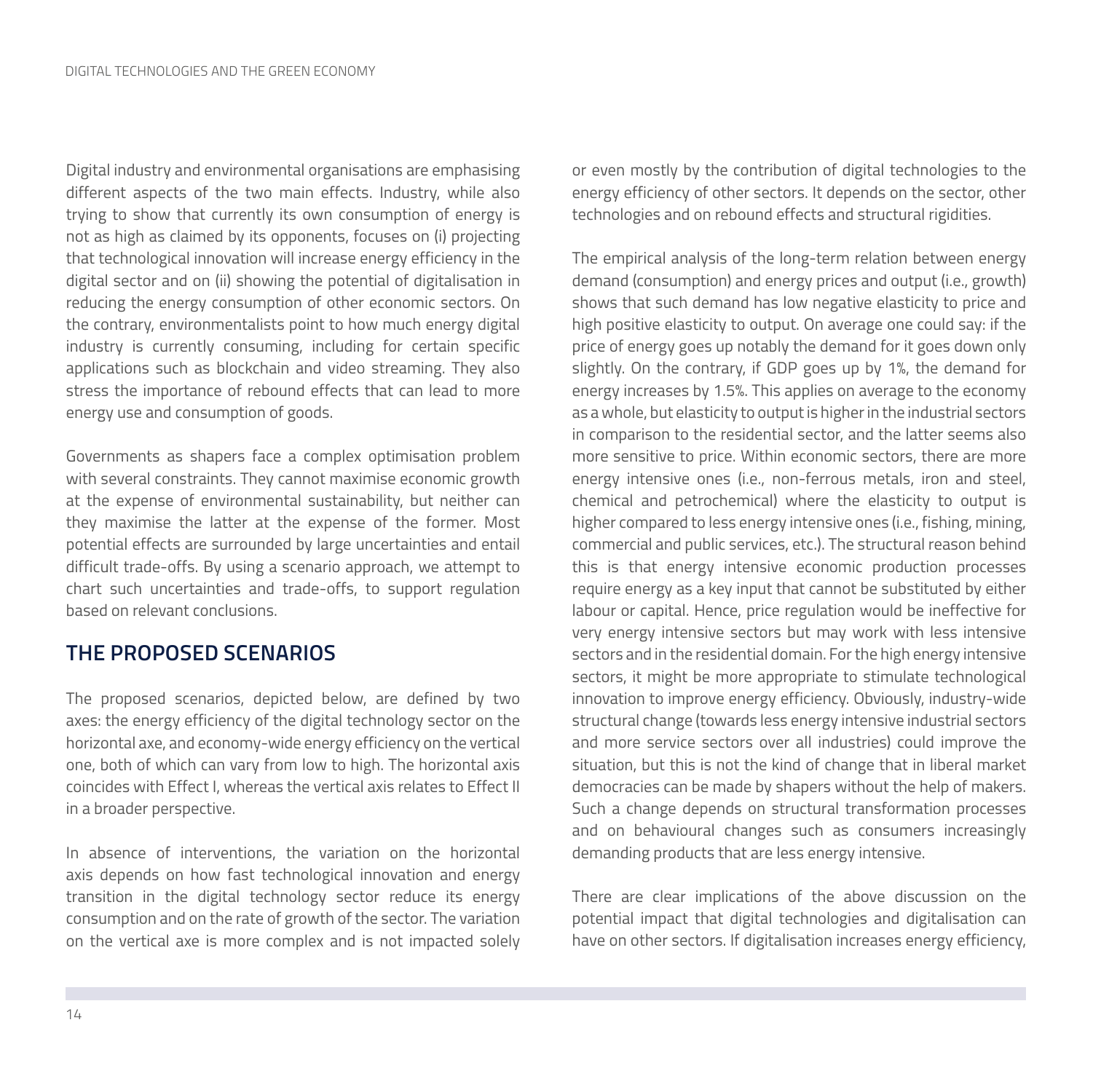Digital industry and environmental organisations are emphasising different aspects of the two main effects. Industry, while also trying to show that currently its own consumption of energy is not as high as claimed by its opponents, focuses on (i) projecting that technological innovation will increase energy efficiency in the digital sector and on (ii) showing the potential of digitalisation in reducing the energy consumption of other economic sectors. On the contrary, environmentalists point to how much energy digital industry is currently consuming, including for certain specific applications such as blockchain and video streaming. They also stress the importance of rebound effects that can lead to more energy use and consumption of goods.

Governments as shapers face a complex optimisation problem with several constraints. They cannot maximise economic growth at the expense of environmental sustainability, but neither can they maximise the latter at the expense of the former. Most potential effects are surrounded by large uncertainties and entail difficult trade-offs. By using a scenario approach, we attempt to chart such uncertainties and trade-offs, to support regulation based on relevant conclusions.

## THE PROPOSED SCENARIOS

The proposed scenarios, depicted below, are defined by two axes: the energy efficiency of the digital technology sector on the horizontal axe, and economy-wide energy efficiency on the vertical one, both of which can vary from low to high. The horizontal axis coincides with Effect I, whereas the vertical axis relates to Effect II in a broader perspective.

In absence of interventions, the variation on the horizontal axis depends on how fast technological innovation and energy transition in the digital technology sector reduce its energy consumption and on the rate of growth of the sector. The variation on the vertical axe is more complex and is not impacted solely or even mostly by the contribution of digital technologies to the energy efficiency of other sectors. It depends on the sector, other technologies and on rebound effects and structural rigidities.

The empirical analysis of the long-term relation between energy demand (consumption) and energy prices and output (i.e., growth) shows that such demand has low negative elasticity to price and high positive elasticity to output. On average one could say: if the price of energy goes up notably the demand for it goes down only slightly. On the contrary, if GDP goes up by 1%, the demand for energy increases by 1.5%. This applies on average to the economy as a whole, but elasticity to output is higher in the industrial sectors in comparison to the residential sector, and the latter seems also more sensitive to price. Within economic sectors, there are more energy intensive ones (i.e., non-ferrous metals, iron and steel, chemical and petrochemical) where the elasticity to output is higher compared to less energy intensive ones (i.e., fishing, mining, commercial and public services, etc.). The structural reason behind this is that energy intensive economic production processes require energy as a key input that cannot be substituted by either labour or capital. Hence, price regulation would be ineffective for very energy intensive sectors but may work with less intensive sectors and in the residential domain. For the high energy intensive sectors, it might be more appropriate to stimulate technological innovation to improve energy efficiency. Obviously, industry-wide structural change (towards less energy intensive industrial sectors and more service sectors over all industries) could improve the situation, but this is not the kind of change that in liberal market democracies can be made by shapers without the help of makers. Such a change depends on structural transformation processes and on behavioural changes such as consumers increasingly demanding products that are less energy intensive.

There are clear implications of the above discussion on the potential impact that digital technologies and digitalisation can have on other sectors. If digitalisation increases energy efficiency,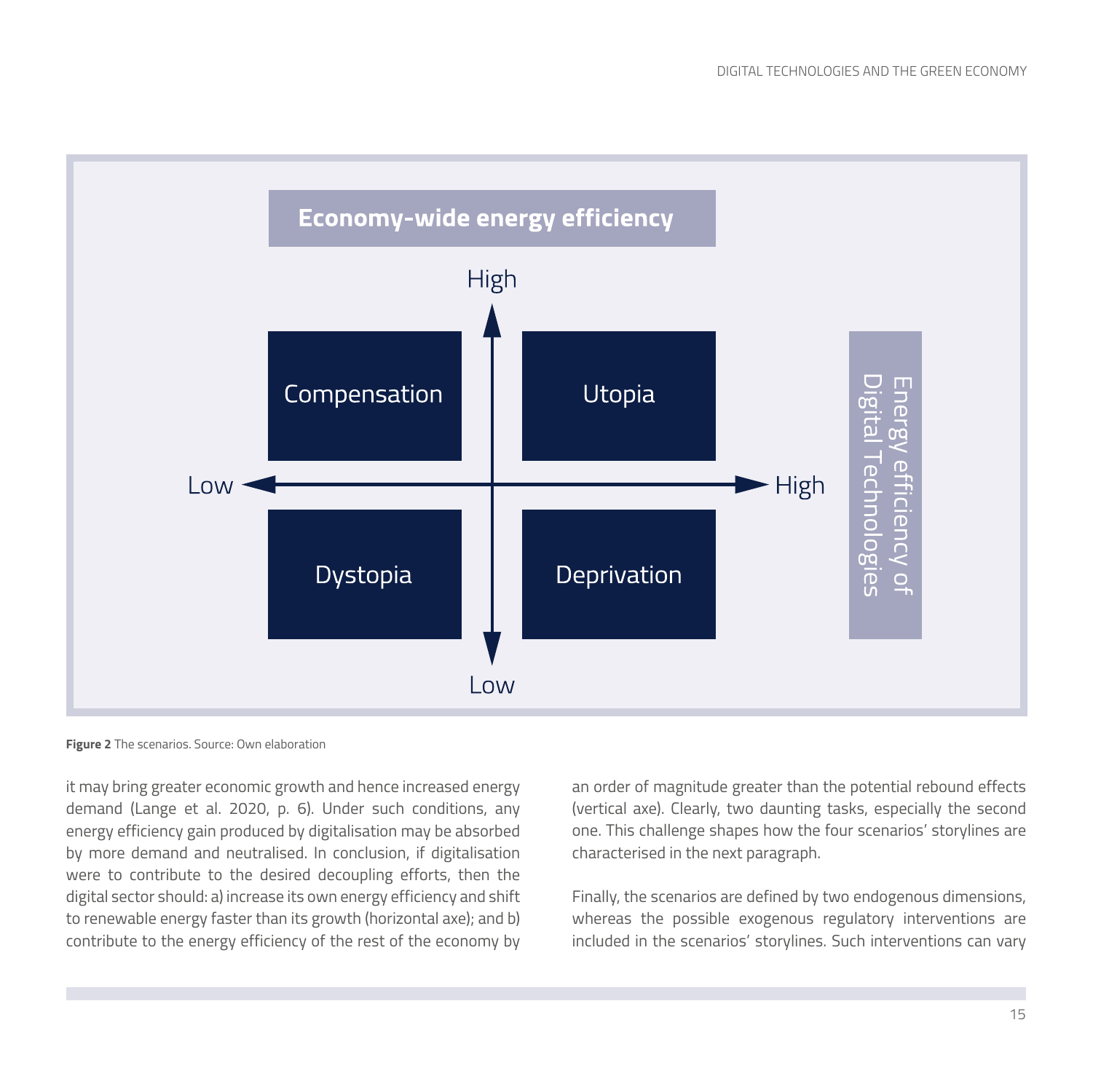**Figure 2** The scenarios. Source: Own elaboration

it may bring greater economic growth and hence increased energy demand (Lange et al. 2020, p. 6). Under such conditions, any energy efficiency gain produced by digitalisation may be absorbed by more demand and neutralised. In conclusion, if digitalisation were to contribute to the desired decoupling efforts, then the digital sector should: a) increase its own energy efficiency and shift to renewable energy faster than its growth (horizontal axe); and b) contribute to the energy efficiency of the rest of the economy by an order of magnitude greater than the potential rebound effects (vertical axe). Clearly, two daunting tasks, especially the second one. This challenge shapes how the four scenarios' storylines are characterised in the next paragraph.

Finally, the scenarios are defined by two endogenous dimensions, whereas the possible exogenous regulatory interventions are included in the scenarios' storylines. Such interventions can vary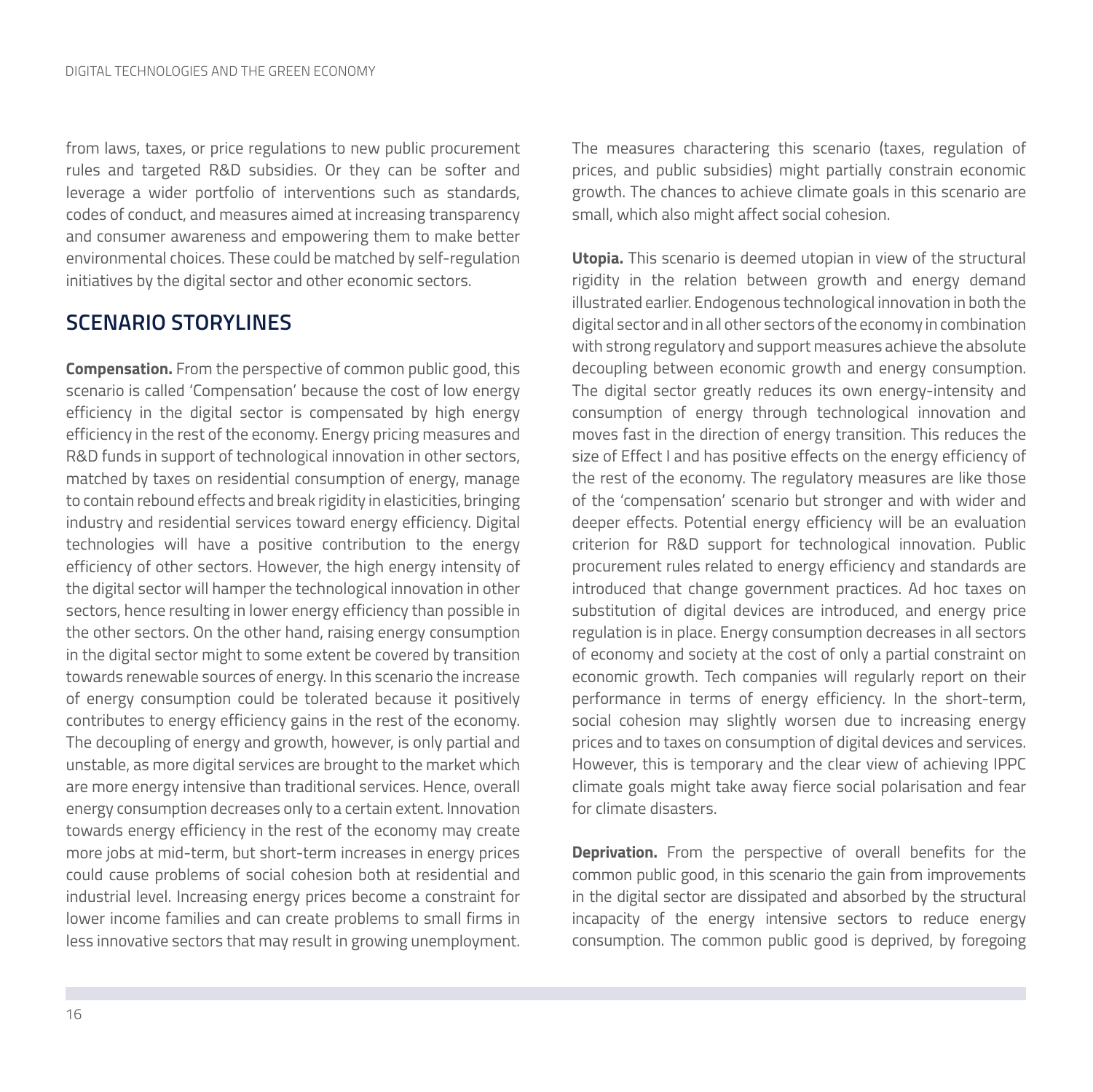from laws, taxes, or price regulations to new public procurement rules and targeted R&D subsidies. Or they can be softer and leverage a wider portfolio of interventions such as standards, codes of conduct, and measures aimed at increasing transparency and consumer awareness and empowering them to make better environmental choices. These could be matched by self-regulation initiatives by the digital sector and other economic sectors.

## SCENARIO STORYLINES

**Compensation.** From the perspective of common public good, this scenario is called 'Compensation' because the cost of low energy efficiency in the digital sector is compensated by high energy efficiency in the rest of the economy. Energy pricing measures and R&D funds in support of technological innovation in other sectors, matched by taxes on residential consumption of energy, manage to contain rebound effects and break rigidity in elasticities, bringing industry and residential services toward energy efficiency. Digital technologies will have a positive contribution to the energy efficiency of other sectors. However, the high energy intensity of the digital sector will hamper the technological innovation in other sectors, hence resulting in lower energy efficiency than possible in the other sectors. On the other hand, raising energy consumption in the digital sector might to some extent be covered by transition towards renewable sources of energy. In this scenario the increase of energy consumption could be tolerated because it positively contributes to energy efficiency gains in the rest of the economy. The decoupling of energy and growth, however, is only partial and unstable, as more digital services are brought to the market which are more energy intensive than traditional services. Hence, overall energy consumption decreases only to a certain extent. Innovation towards energy efficiency in the rest of the economy may create more jobs at mid-term, but short-term increases in energy prices could cause problems of social cohesion both at residential and industrial level. Increasing energy prices become a constraint for lower income families and can create problems to small firms in less innovative sectors that may result in growing unemployment. The measures charactering this scenario (taxes, regulation of prices, and public subsidies) might partially constrain economic growth. The chances to achieve climate goals in this scenario are small, which also might affect social cohesion.

**Utopia.** This scenario is deemed utopian in view of the structural rigidity in the relation between growth and energy demand illustrated earlier. Endogenous technological innovation in both the digital sector and in all other sectors of the economy in combination with strong regulatory and support measures achieve the absolute decoupling between economic growth and energy consumption. The digital sector greatly reduces its own energy-intensity and consumption of energy through technological innovation and moves fast in the direction of energy transition. This reduces the size of Effect I and has positive effects on the energy efficiency of the rest of the economy. The regulatory measures are like those of the 'compensation' scenario but stronger and with wider and deeper effects. Potential energy efficiency will be an evaluation criterion for R&D support for technological innovation. Public procurement rules related to energy efficiency and standards are introduced that change government practices. Ad hoc taxes on substitution of digital devices are introduced, and energy price regulation is in place. Energy consumption decreases in all sectors of economy and society at the cost of only a partial constraint on economic growth. Tech companies will regularly report on their performance in terms of energy efficiency. In the short-term, social cohesion may slightly worsen due to increasing energy prices and to taxes on consumption of digital devices and services. However, this is temporary and the clear view of achieving IPPC climate goals might take away fierce social polarisation and fear for climate disasters.

**Deprivation.** From the perspective of overall benefits for the common public good, in this scenario the gain from improvements in the digital sector are dissipated and absorbed by the structural incapacity of the energy intensive sectors to reduce energy consumption. The common public good is deprived, by foregoing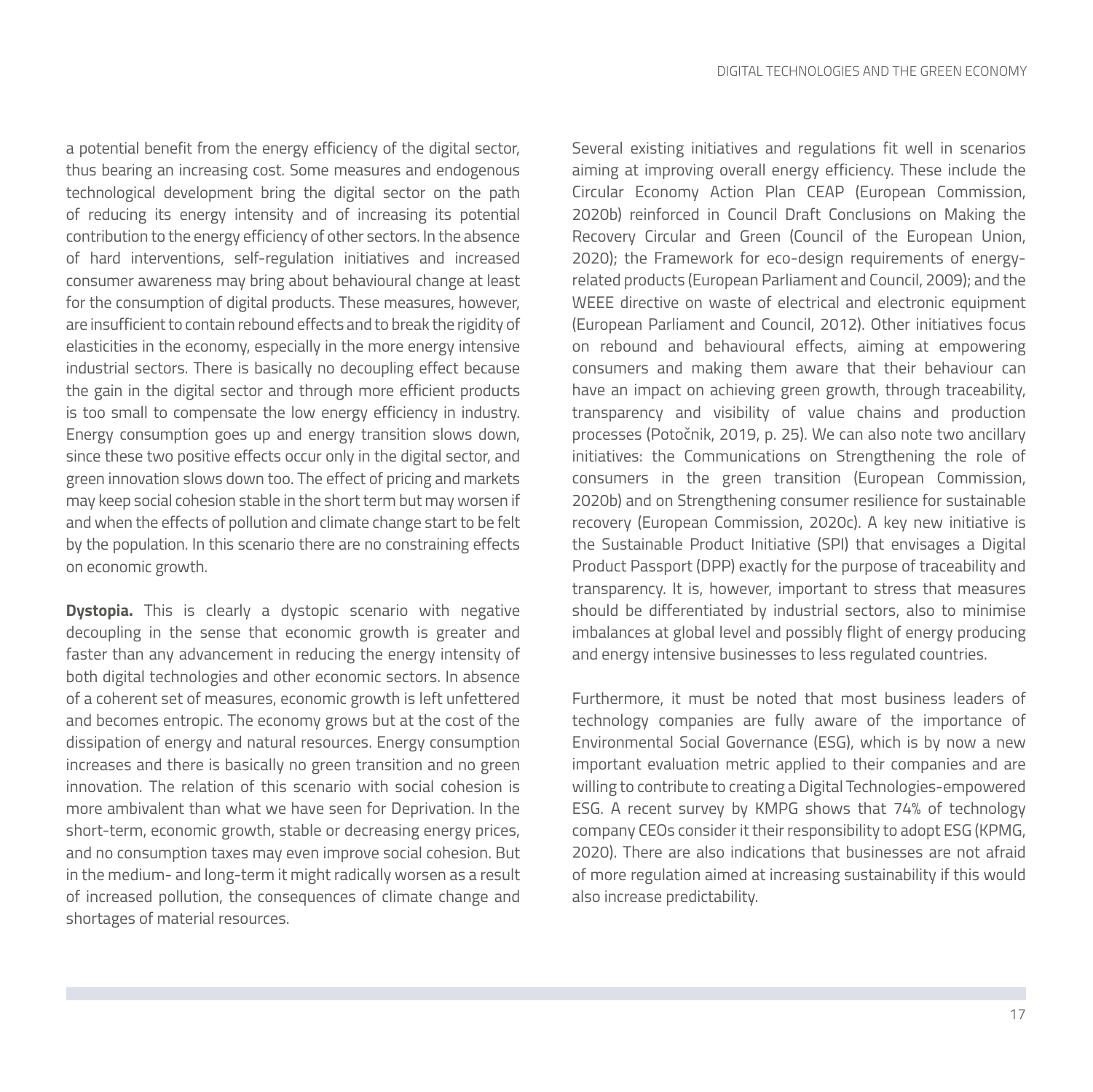a potential benefit from the energy efficiency of the digital sector, thus bearing an increasing cost. Some measures and endogenous technological development bring the digital sector on the path of reducing its energy intensity and of increasing its potential contribution to the energy efficiency of other sectors. In the absence of hard interventions, self-regulation initiatives and increased consumer awareness may bring about behavioural change at least for the consumption of digital products. These measures, however, are insufficient to contain rebound effects and to break the rigidity of elasticities in the economy, especially in the more energy intensive industrial sectors. There is basically no decoupling effect because the gain in the digital sector and through more efficient products is too small to compensate the low energy efficiency in industry. Energy consumption goes up and energy transition slows down, since these two positive effects occur only in the digital sector, and green innovation slows down too. The effect of pricing and markets may keep social cohesion stable in the short term but may worsen if and when the effects of pollution and climate change start to be felt by the population. In this scenario there are no constraining effects on economic growth.

**Dystopia.** This is clearly a dystopic scenario with negative decoupling in the sense that economic growth is greater and faster than any advancement in reducing the energy intensity of both digital technologies and other economic sectors. In absence of a coherent set of measures, economic growth is left unfettered and becomes entropic. The economy grows but at the cost of the dissipation of energy and natural resources. Energy consumption increases and there is basically no green transition and no green innovation. The relation of this scenario with social cohesion is more ambivalent than what we have seen for Deprivation. In the short-term, economic growth, stable or decreasing energy prices, and no consumption taxes may even improve social cohesion. But in the medium- and long-term it might radically worsen as a result of increased pollution, the consequences of climate change and shortages of material resources.

Several existing initiatives and regulations fit well in scenarios aiming at improving overall energy efficiency. These include the Circular Economy Action Plan CEAP (European Commission, 2020b) reinforced in Council Draft Conclusions on Making the Recovery Circular and Green (Council of the European Union, 2020); the Framework for eco-design requirements of energy-related products (European Parliament and Council, 2009); and the WEEE directive on waste of electrical and electronic equipment (European Parliament and Council, 2012). Other initiatives focus on rebound and behavioural effects, aiming at empowering consumers and making them aware that their behaviour can have an impact on achieving green growth, through traceability, transparency and visibility of value chains and production processes (Potočnik, 2019, p. 25). We can also note two ancillary initiatives: the Communications on Strengthening the role of consumers in the green transition (European Commission, 2020b) and on Strengthening consumer resilience for sustainable recovery (European Commission, 2020c). A key new initiative is the Sustainable Product Initiative (SPI) that envisages a Digital Product Passport (DPP) exactly for the purpose of traceability and transparency. It is, however, important to stress that measures should be differentiated by industrial sectors, also to minimise imbalances at global level and possibly flight of energy producing and energy intensive businesses to less regulated countries.

Furthermore, it must be noted that most business leaders of technology companies are fully aware of the importance of Environmental Social Governance (ESG), which is by now a new important evaluation metric applied to their companies and are willing to contribute to creating a Digital Technologies-empowered ESG. A recent survey by KMPG shows that 74% of technology company CEOs consider it their responsibility to adopt ESG (KPMG, 2020). There are also indications that businesses are not afraid of more regulation aimed at increasing sustainability if this would also increase predictability.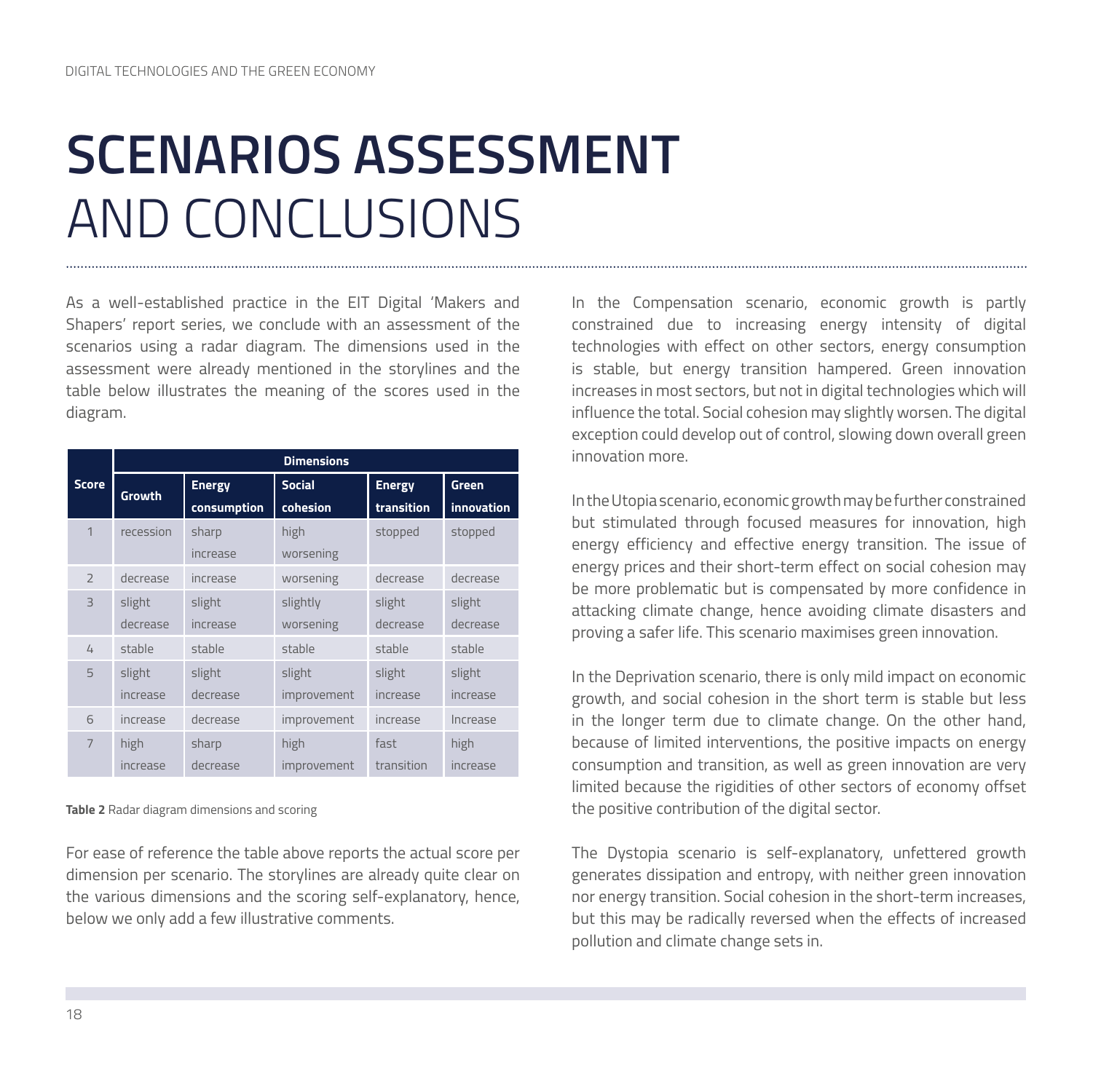# SCENARIOS ASSESSMENT AND CONCLUSIONS

As a well-established practice in the EIT Digital 'Makers and Shapers' report series, we conclude with an assessment of the scenarios using a radar diagram. The dimensions used in the assessment were already mentioned in the storylines and the table below illustrates the meaning of the scores used in the diagram.

| Score | Dimensions | | | | |
|---|---|---|---|---|---|
| | **Growth** | **Energy consumption** | **Social cohesion** | **Energy transition** | **Green innovation** |
| 1 | recession | sharp increase | high worsening | stopped | stopped |
| 2 | decrease | increase | worsening | decrease | decrease |
| 3 | slight decrease | slight increase | slightly worsening | slight decrease | slight decrease |
| 4 | stable | stable | stable | stable | stable |
| 5 | slight increase | slight decrease | slight improvement | slight increase | slight increase |
| 6 | increase | decrease | improvement | increase | Increase |
| 7 | high increase | sharp decrease | high improvement | fast transition | high increase |

**Table 2** Radar diagram dimensions and scoring

For ease of reference the table above reports the actual score per dimension per scenario. The storylines are already quite clear on the various dimensions and the scoring self-explanatory, hence, below we only add a few illustrative comments.

In the Compensation scenario, economic growth is partly constrained due to increasing energy intensity of digital technologies with effect on other sectors, energy consumption is stable, but energy transition hampered. Green innovation increases in most sectors, but not in digital technologies which will influence the total. Social cohesion may slightly worsen. The digital exception could develop out of control, slowing down overall green innovation more.

In the Utopia scenario, economic growth may be further constrained but stimulated through focused measures for innovation, high energy efficiency and effective energy transition. The issue of energy prices and their short-term effect on social cohesion may be more problematic but is compensated by more confidence in attacking climate change, hence avoiding climate disasters and proving a safer life. This scenario maximises green innovation.

In the Deprivation scenario, there is only mild impact on economic growth, and social cohesion in the short term is stable but less in the longer term due to climate change. On the other hand, because of limited interventions, the positive impacts on energy consumption and transition, as well as green innovation are very limited because the rigidities of other sectors of economy offset the positive contribution of the digital sector.

The Dystopia scenario is self-explanatory, unfettered growth generates dissipation and entropy, with neither green innovation nor energy transition. Social cohesion in the short-term increases, but this may be radically reversed when the effects of increased pollution and climate change sets in.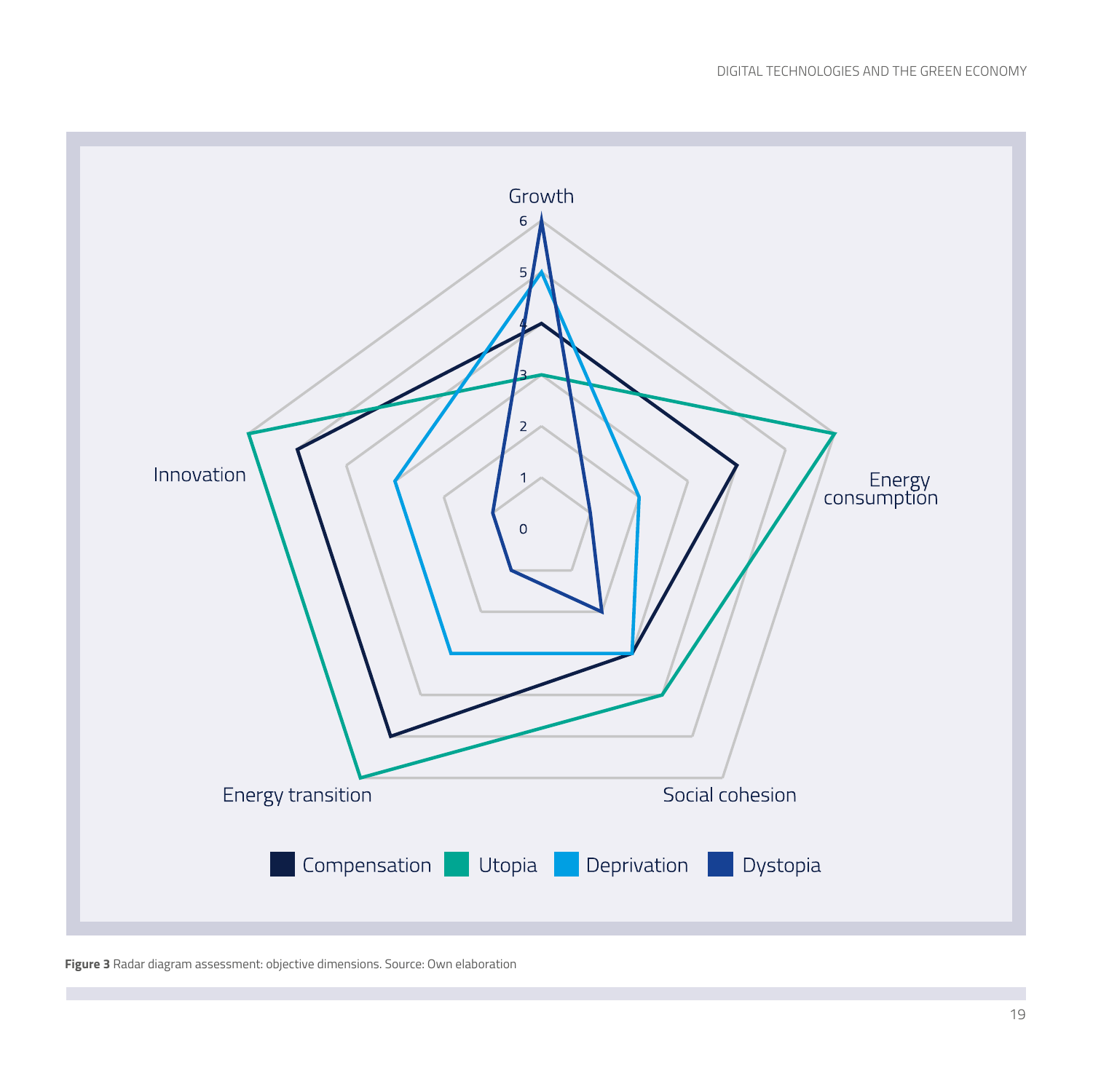**Figure 3** Radar diagram assessment: objective dimensions. Source: Own elaboration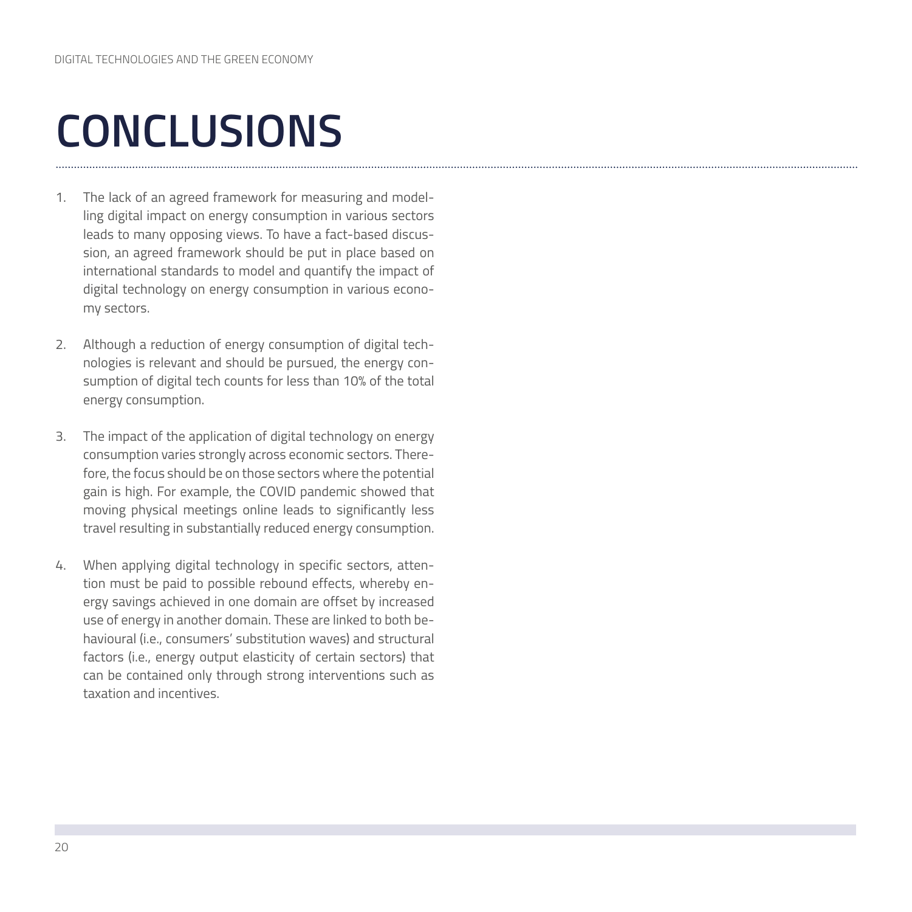# CONCLUSIONS

1. The lack of an agreed framework for measuring and modelling digital impact on energy consumption in various sectors leads to many opposing views. To have a fact-based discussion, an agreed framework should be put in place based on international standards to model and quantify the impact of digital technology on energy consumption in various economy sectors.

2. Although a reduction of energy consumption of digital technologies is relevant and should be pursued, the energy consumption of digital tech counts for less than 10% of the total energy consumption.

3. The impact of the application of digital technology on energy consumption varies strongly across economic sectors. Therefore, the focus should be on those sectors where the potential gain is high. For example, the COVID pandemic showed that moving physical meetings online leads to significantly less travel resulting in substantially reduced energy consumption.

4. When applying digital technology in specific sectors, attention must be paid to possible rebound effects, whereby energy savings achieved in one domain are offset by increased use of energy in another domain. These are linked to both behavioural (i.e., consumers' substitution waves) and structural factors (i.e., energy output elasticity of certain sectors) that can be contained only through strong interventions such as taxation and incentives.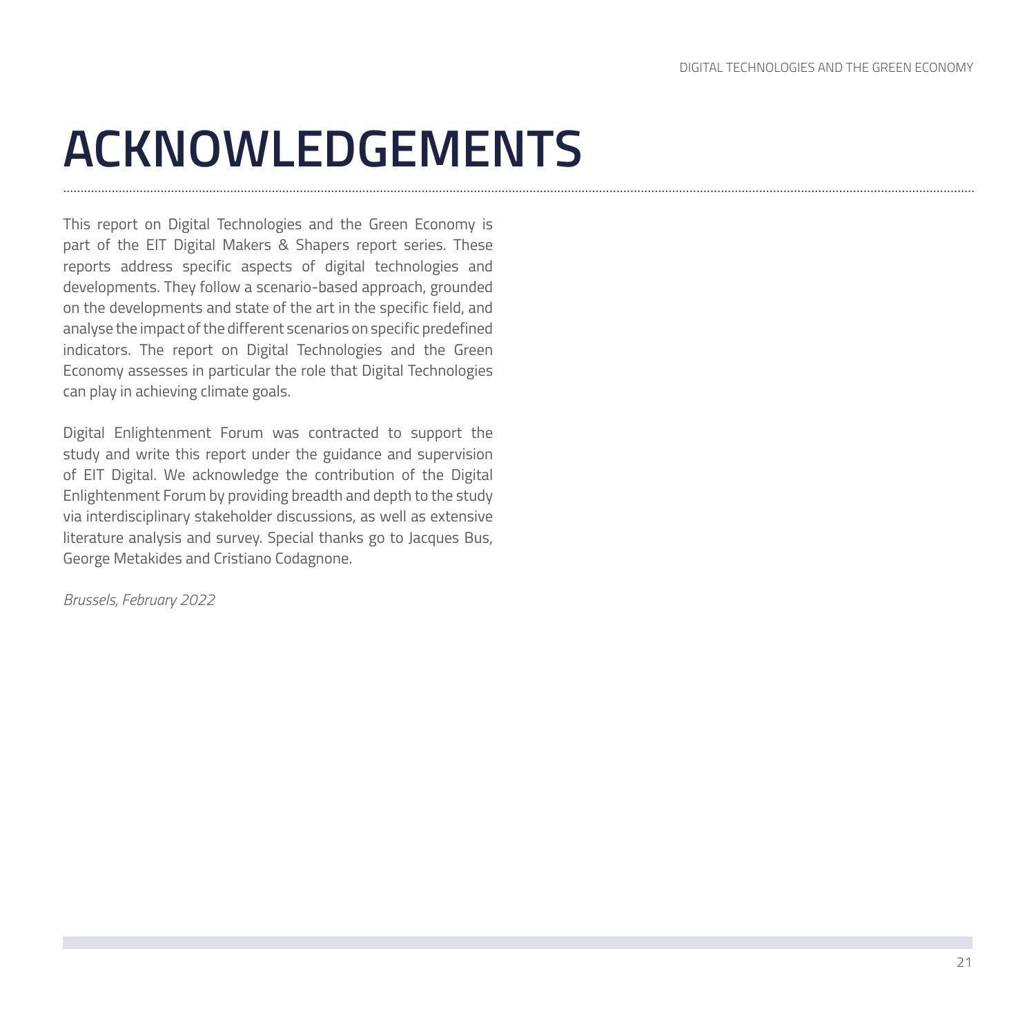# ACKNOWLEDGEMENTS

This report on Digital Technologies and the Green Economy is part of the EIT Digital Makers & Shapers report series. These reports address specific aspects of digital technologies and developments. They follow a scenario-based approach, grounded on the developments and state of the art in the specific field, and analyse the impact of the different scenarios on specific predefined indicators. The report on Digital Technologies and the Green Economy assesses in particular the role that Digital Technologies can play in achieving climate goals.

Digital Enlightenment Forum was contracted to support the study and write this report under the guidance and supervision of EIT Digital. We acknowledge the contribution of the Digital Enlightenment Forum by providing breadth and depth to the study via interdisciplinary stakeholder discussions, as well as extensive literature analysis and survey. Special thanks go to Jacques Bus, George Metakides and Cristiano Codagnone.

*Brussels, February 2022*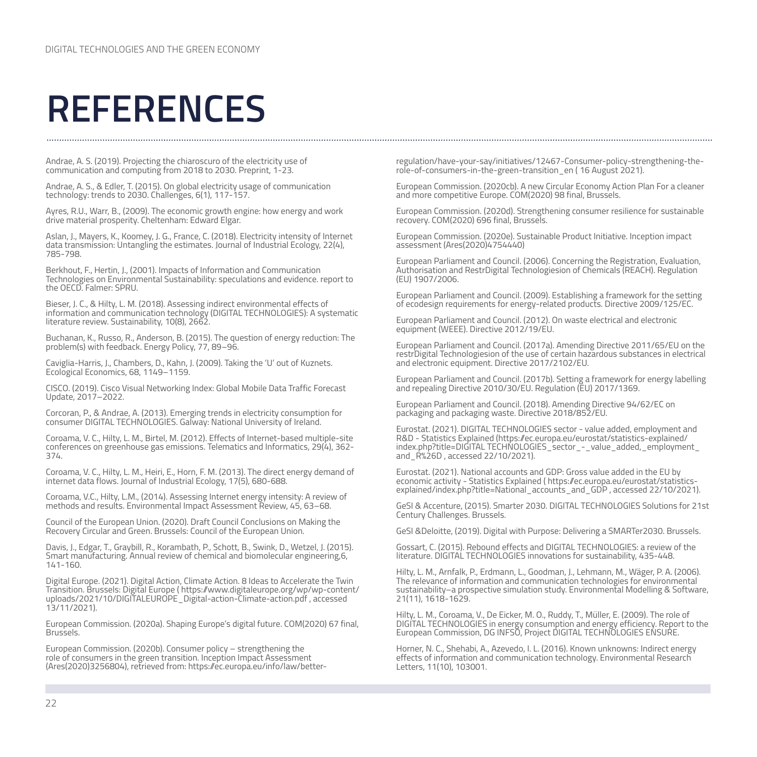# REFERENCES

Andrae, A. S. (2019). Projecting the chiaroscuro of the electricity use of communication and computing from 2018 to 2030. Preprint, 1-23.

Andrae, A. S., & Edler, T. (2015). On global electricity usage of communication technology: trends to 2030. Challenges, 6(1), 117-157.

Ayres, R.U., Warr, B., (2009). The economic growth engine: how energy and work drive material prosperity. Cheltenham: Edward Elgar.

Aslan, J., Mayers, K., Koomey, J. G., France, C. (2018). Electricity intensity of Internet data transmission: Untangling the estimates. Journal of Industrial Ecology, 22(4), 785-798.

Berkhout, F., Hertin, J., (2001). Impacts of Information and Communication Technologies on Environmental Sustainability: speculations and evidence. report to the OECD. Falmer: SPRU.

Bieser, J. C., & Hilty, L. M. (2018). Assessing indirect environmental effects of information and communication technology (DIGITAL TECHNOLOGIES): A systematic literature review. Sustainability, 10(8), 2662.

Buchanan, K., Russo, R., Anderson, B. (2015). The question of energy reduction: The problem(s) with feedback. Energy Policy, 77, 89–96.

Caviglia-Harris, J., Chambers, D., Kahn, J. (2009). Taking the 'U' out of Kuznets. Ecological Economics, 68, 1149–1159.

CISCO. (2019). Cisco Visual Networking Index: Global Mobile Data Traffic Forecast Update, 2017–2022.

Corcoran, P., & Andrae, A. (2013). Emerging trends in electricity consumption for consumer DIGITAL TECHNOLOGIES. Galway: National University of Ireland.

Coroama, V. C., Hilty, L. M., Birtel, M. (2012). Effects of Internet-based multiple-site conferences on greenhouse gas emissions. Telematics and Informatics, 29(4), 362-374.

Coroama, V. C., Hilty, L. M., Heiri, E., Horn, F. M. (2013). The direct energy demand of internet data flows. Journal of Industrial Ecology, 17(5), 680-688.

Coroama, V.C., Hilty, L.M., (2014). Assessing Internet energy intensity: A review of methods and results. Environmental Impact Assessment Review, 45, 63–68.

Council of the European Union. (2020). Draft Council Conclusions on Making the Recovery Circular and Green. Brussels: Council of the European Union.

Davis, J., Edgar, T., Graybill, R., Korambath, P., Schott, B., Swink, D., Wetzel, J. (2015). Smart manufacturing. Annual review of chemical and biomolecular engineering,6, 141-160.

Digital Europe. (2021). Digital Action, Climate Action. 8 Ideas to Accelerate the Twin Transition. Brussels: Digital Europe ( https://www.digitaleurope.org/wp/wp-content/uploads/2021/10/DIGITALEUROPE_Digital-action-Climate-action.pdf , accessed 13/11/2021).

European Commission. (2020a). Shaping Europe's digital future. COM(2020) 67 final, Brussels.

European Commission. (2020b). Consumer policy – strengthening the role of consumers in the green transition. Inception Impact Assessment (Ares(2020)3256804), retrieved from: https://ec.europa.eu/info/law/better-regulation/have-your-say/initiatives/12467-Consumer-policy-strengthening-the-role-of-consumers-in-the-green-transition_en ( 16 August 2021).

European Commission. (2020cb). A new Circular Economy Action Plan For a cleaner and more competitive Europe. COM(2020) 98 final, Brussels.

European Commission. (2020d). Strengthening consumer resilience for sustainable recovery. COM(2020) 696 final, Brussels.

European Commission. (2020e). Sustainable Product Initiative. Inception impact assessment (Ares(2020)4754440)

European Parliament and Council. (2006). Concerning the Registration, Evaluation, Authorisation and RestrDigital Technologiesion of Chemicals (REACH). Regulation (EU) 1907/2006.

European Parliament and Council. (2009). Establishing a framework for the setting of ecodesign requirements for energy-related products. Directive 2009/125/EC.

European Parliament and Council. (2012). On waste electrical and electronic equipment (WEEE). Directive 2012/19/EU.

European Parliament and Council. (2017a). Amending Directive 2011/65/EU on the restrDigital Technologiesion of the use of certain hazardous substances in electrical and electronic equipment. Directive 2017/2102/EU.

European Parliament and Council. (2017b). Setting a framework for energy labelling and repealing Directive 2010/30/EU. Regulation (EU) 2017/1369.

European Parliament and Council. (2018). Amending Directive 94/62/EC on packaging and packaging waste. Directive 2018/852/EU.

Eurostat. (2021). DIGITAL TECHNOLOGIES sector - value added, employment and R&D - Statistics Explained (https://ec.europa.eu/eurostat/statistics-explained/index.php?title=DIGITAL TECHNOLOGIES_sector_-_value_added,_employment_and_R%26D , accessed 22/10/2021).

Eurostat. (2021). National accounts and GDP: Gross value added in the EU by economic activity - Statistics Explained ( https://ec.europa.eu/eurostat/statistics-explained/index.php?title=National_accounts_and_GDP , accessed 22/10/2021).

GeSI & Accenture, (2015). Smarter 2030. DIGITAL TECHNOLOGIES Solutions for 21st Century Challenges. Brussels.

GeSI &Deloitte, (2019). Digital with Purpose: Delivering a SMARTer2030. Brussels.

Gossart, C. (2015). Rebound effects and DIGITAL TECHNOLOGIES: a review of the literature. DIGITAL TECHNOLOGIES innovations for sustainability, 435-448.

Hilty, L. M., Arnfalk, P., Erdmann, L., Goodman, J., Lehmann, M., Wäger, P. A. (2006). The relevance of information and communication technologies for environmental sustainability–a prospective simulation study. Environmental Modelling & Software, 21(11), 1618-1629.

Hilty, L. M., Coroama, V., De Eicker, M. O., Ruddy, T., Müller, E. (2009). The role of DIGITAL TECHNOLOGIES in energy consumption and energy efficiency. Report to the European Commission, DG INFSO, Project DIGITAL TECHNOLOGIES ENSURE.

Horner, N. C., Shehabi, A., Azevedo, I. L. (2016). Known unknowns: Indirect energy effects of information and communication technology. Environmental Research Letters, 11(10), 103001.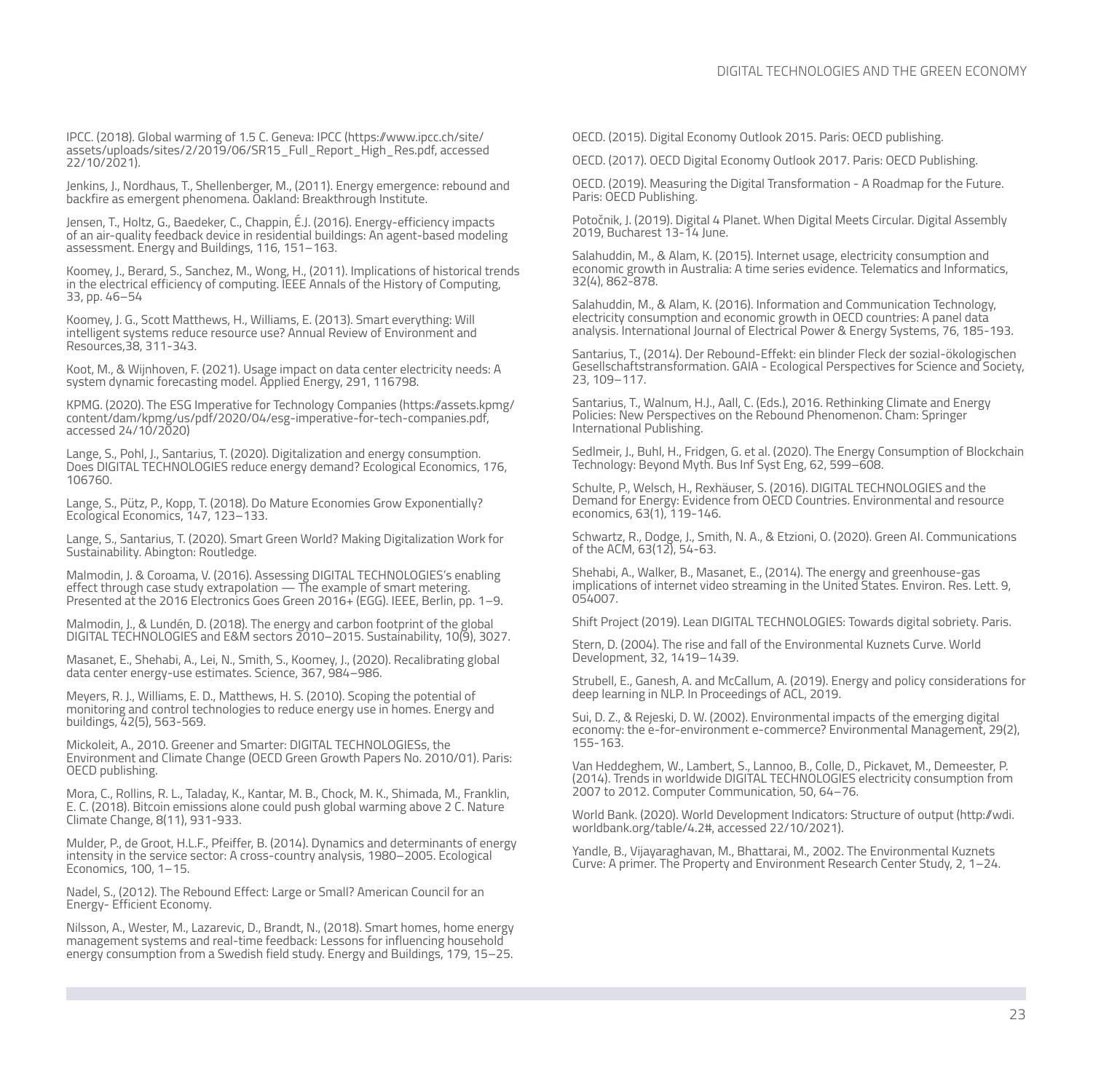IPCC. (2018). Global warming of 1.5 C. Geneva: IPCC (https://www.ipcc.ch/site/assets/uploads/sites/2/2019/06/SR15_Full_Report_High_Res.pdf, accessed 22/10/2021).

Jenkins, J., Nordhaus, T., Shellenberger, M., (2011). Energy emergence: rebound and backfire as emergent phenomena. Oakland: Breakthrough Institute.

Jensen, T., Holtz, G., Baedeker, C., Chappin, É.J. (2016). Energy-efficiency impacts of an air-quality feedback device in residential buildings: An agent-based modeling assessment. Energy and Buildings, 116, 151–163.

Koomey, J., Berard, S., Sanchez, M., Wong, H., (2011). Implications of historical trends in the electrical efficiency of computing. IEEE Annals of the History of Computing, 33, pp. 46–54

Koomey, J. G., Scott Matthews, H., Williams, E. (2013). Smart everything: Will intelligent systems reduce resource use? Annual Review of Environment and Resources,38, 311-343.

Koot, M., & Wijnhoven, F. (2021). Usage impact on data center electricity needs: A system dynamic forecasting model. Applied Energy, 291, 116798.

KPMG. (2020). The ESG Imperative for Technology Companies (https://assets.kpmg/content/dam/kpmg/us/pdf/2020/04/esg-imperative-for-tech-companies.pdf, accessed 24/10/2020)

Lange, S., Pohl, J., Santarius, T. (2020). Digitalization and energy consumption. Does DIGITAL TECHNOLOGIES reduce energy demand? Ecological Economics, 176, 106760.

Lange, S., Pütz, P., Kopp, T. (2018). Do Mature Economies Grow Exponentially? Ecological Economics, 147, 123–133.

Lange, S., Santarius, T. (2020). Smart Green World? Making Digitalization Work for Sustainability. Abington: Routledge.

Malmodin, J. & Coroama, V. (2016). Assessing DIGITAL TECHNOLOGIES's enabling effect through case study extrapolation — The example of smart metering. Presented at the 2016 Electronics Goes Green 2016+ (EGG). IEEE, Berlin, pp. 1–9.

Malmodin, J., & Lundén, D. (2018). The energy and carbon footprint of the global DIGITAL TECHNOLOGIES and E&M sectors 2010–2015. Sustainability, 10(9), 3027.

Masanet, E., Shehabi, A., Lei, N., Smith, S., Koomey, J., (2020). Recalibrating global data center energy-use estimates. Science, 367, 984–986.

Meyers, R. J., Williams, E. D., Matthews, H. S. (2010). Scoping the potential of monitoring and control technologies to reduce energy use in homes. Energy and buildings, 42(5), 563-569.

Mickoleit, A., 2010. Greener and Smarter: DIGITAL TECHNOLOGIESs, the Environment and Climate Change (OECD Green Growth Papers No. 2010/01). Paris: OECD publishing.

Mora, C., Rollins, R. L., Taladay, K., Kantar, M. B., Chock, M. K., Shimada, M., Franklin, E. C. (2018). Bitcoin emissions alone could push global warming above 2 C. Nature Climate Change, 8(11), 931-933.

Mulder, P., de Groot, H.L.F., Pfeiffer, B. (2014). Dynamics and determinants of energy intensity in the service sector: A cross-country analysis, 1980–2005. Ecological Economics, 100, 1–15.

Nadel, S., (2012). The Rebound Effect: Large or Small? American Council for an Energy- Efficient Economy.

Nilsson, A., Wester, M., Lazarevic, D., Brandt, N., (2018). Smart homes, home energy management systems and real-time feedback: Lessons for influencing household energy consumption from a Swedish field study. Energy and Buildings, 179, 15–25.

OECD. (2015). Digital Economy Outlook 2015. Paris: OECD publishing.

OECD. (2017). OECD Digital Economy Outlook 2017. Paris: OECD Publishing.

OECD. (2019). Measuring the Digital Transformation - A Roadmap for the Future. Paris: OECD Publishing.

Potočnik, J. (2019). Digital 4 Planet. When Digital Meets Circular. Digital Assembly 2019, Bucharest 13-14 June.

Salahuddin, M., & Alam, K. (2015). Internet usage, electricity consumption and economic growth in Australia: A time series evidence. Telematics and Informatics, 32(4), 862-878.

Salahuddin, M., & Alam, K. (2016). Information and Communication Technology, electricity consumption and economic growth in OECD countries: A panel data analysis. International Journal of Electrical Power & Energy Systems, 76, 185-193.

Santarius, T., (2014). Der Rebound-Effekt: ein blinder Fleck der sozial-ökologischen Gesellschaftstransformation. GAIA - Ecological Perspectives for Science and Society, 23, 109–117.

Santarius, T., Walnum, H.J., Aall, C. (Eds.), 2016. Rethinking Climate and Energy Policies: New Perspectives on the Rebound Phenomenon. Cham: Springer International Publishing.

Sedlmeir, J., Buhl, H., Fridgen, G. et al. (2020). The Energy Consumption of Blockchain Technology: Beyond Myth. Bus Inf Syst Eng, 62, 599–608.

Schulte, P., Welsch, H., Rexhäuser, S. (2016). DIGITAL TECHNOLOGIES and the Demand for Energy: Evidence from OECD Countries. Environmental and resource economics, 63(1), 119-146.

Schwartz, R., Dodge, J., Smith, N. A., & Etzioni, O. (2020). Green AI. Communications of the ACM, 63(12), 54-63.

Shehabi, A., Walker, B., Masanet, E., (2014). The energy and greenhouse-gas implications of internet video streaming in the United States. Environ. Res. Lett. 9, 054007.

Shift Project (2019). Lean DIGITAL TECHNOLOGIES: Towards digital sobriety. Paris.

Stern, D. (2004). The rise and fall of the Environmental Kuznets Curve. World Development, 32, 1419–1439.

Strubell, E., Ganesh, A. and McCallum, A. (2019). Energy and policy considerations for deep learning in NLP. In Proceedings of ACL, 2019.

Sui, D. Z., & Rejeski, D. W. (2002). Environmental impacts of the emerging digital economy: the e-for-environment e-commerce? Environmental Management, 29(2), 155-163.

Van Heddeghem, W., Lambert, S., Lannoo, B., Colle, D., Pickavet, M., Demeester, P. (2014). Trends in worldwide DIGITAL TECHNOLOGIES electricity consumption from 2007 to 2012. Computer Communication, 50, 64–76.

World Bank. (2020). World Development Indicators: Structure of output (http://wdi.worldbank.org/table/4.2#, accessed 22/10/2021).

Yandle, B., Vijayaraghavan, M., Bhattarai, M., 2002. The Environmental Kuznets Curve: A primer. The Property and Environment Research Center Study, 2, 1–24.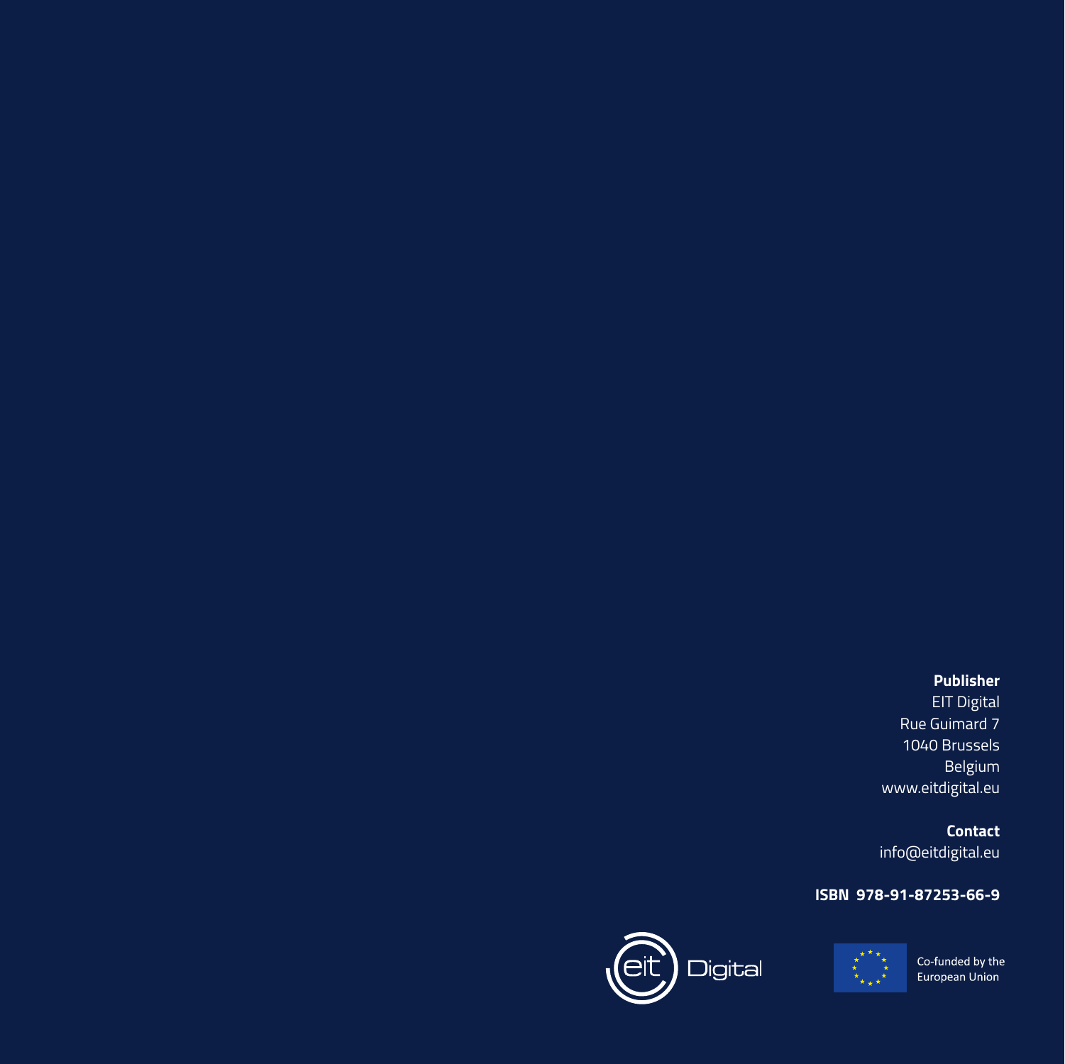**Publisher**
EIT Digital
Rue Guimard 7
1040 Brussels
Belgium
www.eitdigital.eu

**Contact**
info@eitdigital.eu

**ISBN 978-91-87253-66-9**

Digital

Co-funded by the
European Union